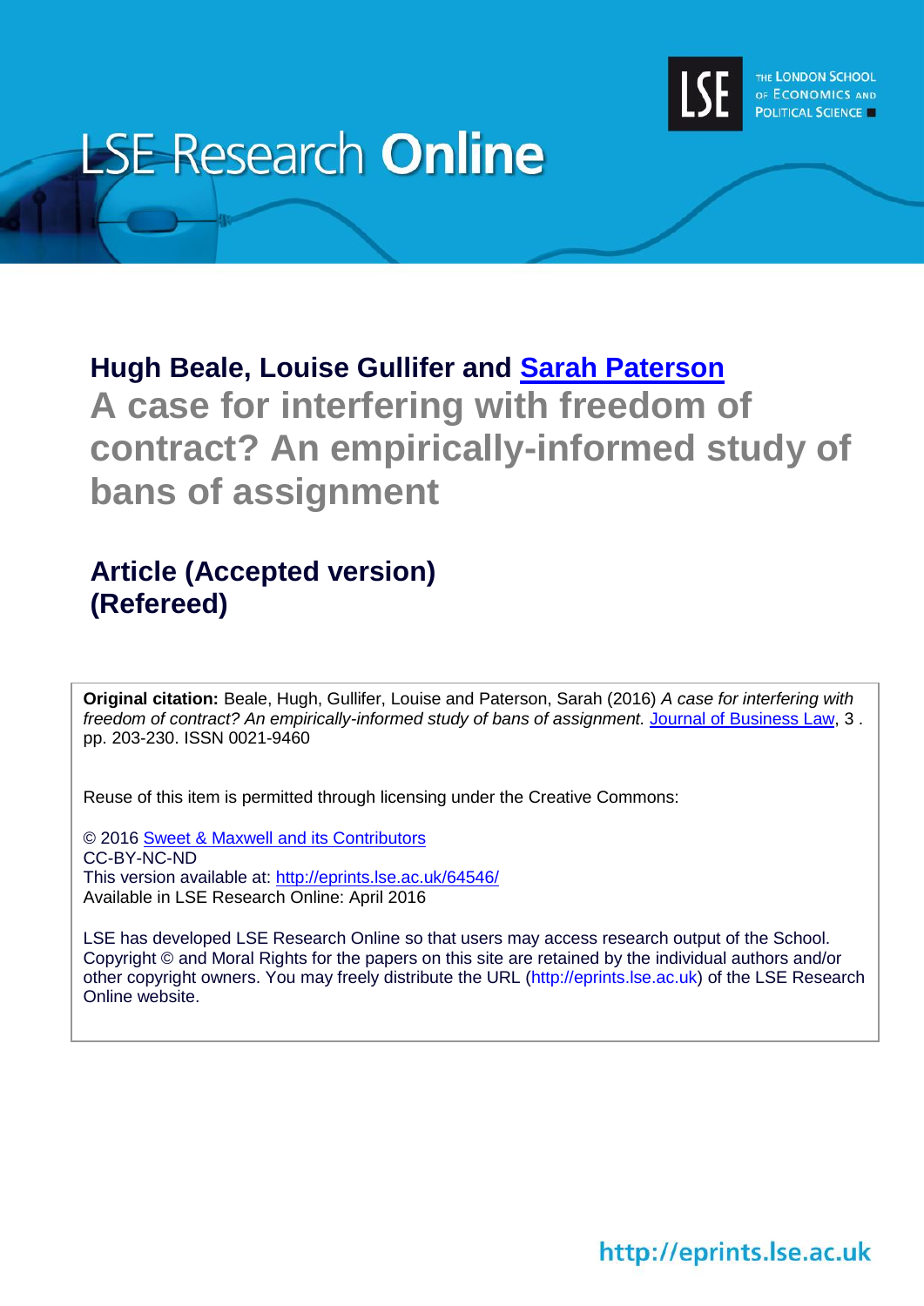LSE Research **Online**

THE LONDON SCHOOL OF ECONOMICS AND POLITICAL SCIENCE

## Hugh Beale, Louise Gullifer and Sarah Paterson

# A case for interfering with freedom of contract? An empirically-informed study of bans of assignment

## Article (Accepted version)
## (Refereed)

**Original citation:** Beale, Hugh, Gullifer, Louise and Paterson, Sarah (2016) *A case for interfering with freedom of contract? An empirically-informed study of bans of assignment.* Journal of Business Law, 3 . pp. 203-230. ISSN 0021-9460

Reuse of this item is permitted through licensing under the Creative Commons:

© 2016 Sweet & Maxwell and its Contributors
CC-BY-NC-ND
This version available at: http://eprints.lse.ac.uk/64546/
Available in LSE Research Online: April 2016

LSE has developed LSE Research Online so that users may access research output of the School. Copyright © and Moral Rights for the papers on this site are retained by the individual authors and/or other copyright owners. You may freely distribute the URL (http://eprints.lse.ac.uk) of the LSE Research Online website.

http://eprints.lse.ac.uk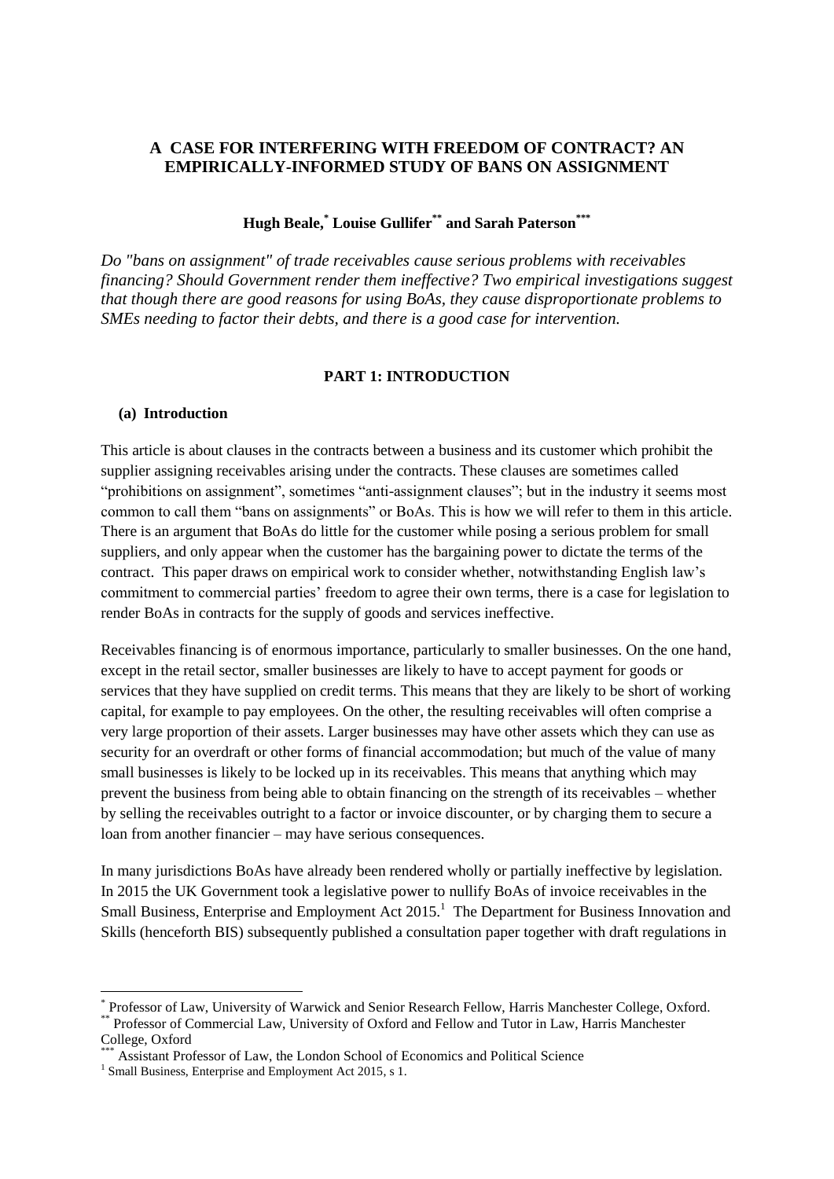**A CASE FOR INTERFERING WITH FREEDOM OF CONTRACT? AN EMPIRICALLY-INFORMED STUDY OF BANS ON ASSIGNMENT**

**Hugh Beale,[*] Louise Gullifer[**] and Sarah Paterson[***]**

*Do "bans on assignment" of trade receivables cause serious problems with receivables financing? Should Government render them ineffective? Two empirical investigations suggest that though there are good reasons for using BoAs, they cause disproportionate problems to SMEs needing to factor their debts, and there is a good case for intervention.*

## PART 1: INTRODUCTION

### (a) Introduction

This article is about clauses in the contracts between a business and its customer which prohibit the supplier assigning receivables arising under the contracts. These clauses are sometimes called "prohibitions on assignment", sometimes "anti-assignment clauses"; but in the industry it seems most common to call them "bans on assignments" or BoAs. This is how we will refer to them in this article. There is an argument that BoAs do little for the customer while posing a serious problem for small suppliers, and only appear when the customer has the bargaining power to dictate the terms of the contract. This paper draws on empirical work to consider whether, notwithstanding English law's commitment to commercial parties' freedom to agree their own terms, there is a case for legislation to render BoAs in contracts for the supply of goods and services ineffective.

Receivables financing is of enormous importance, particularly to smaller businesses. On the one hand, except in the retail sector, smaller businesses are likely to have to accept payment for goods or services that they have supplied on credit terms. This means that they are likely to be short of working capital, for example to pay employees. On the other, the resulting receivables will often comprise a very large proportion of their assets. Larger businesses may have other assets which they can use as security for an overdraft or other forms of financial accommodation; but much of the value of many small businesses is likely to be locked up in its receivables. This means that anything which may prevent the business from being able to obtain financing on the strength of its receivables – whether by selling the receivables outright to a factor or invoice discounter, or by charging them to secure a loan from another financier – may have serious consequences.

In many jurisdictions BoAs have already been rendered wholly or partially ineffective by legislation. In 2015 the UK Government took a legislative power to nullify BoAs of invoice receivables in the Small Business, Enterprise and Employment Act 2015.[1] The Department for Business Innovation and Skills (henceforth BIS) subsequently published a consultation paper together with draft regulations in

---

[*] Professor of Law, University of Warwick and Senior Research Fellow, Harris Manchester College, Oxford.

[**] Professor of Commercial Law, University of Oxford and Fellow and Tutor in Law, Harris Manchester College, Oxford

[***] Assistant Professor of Law, the London School of Economics and Political Science

[1] Small Business, Enterprise and Employment Act 2015, s 1.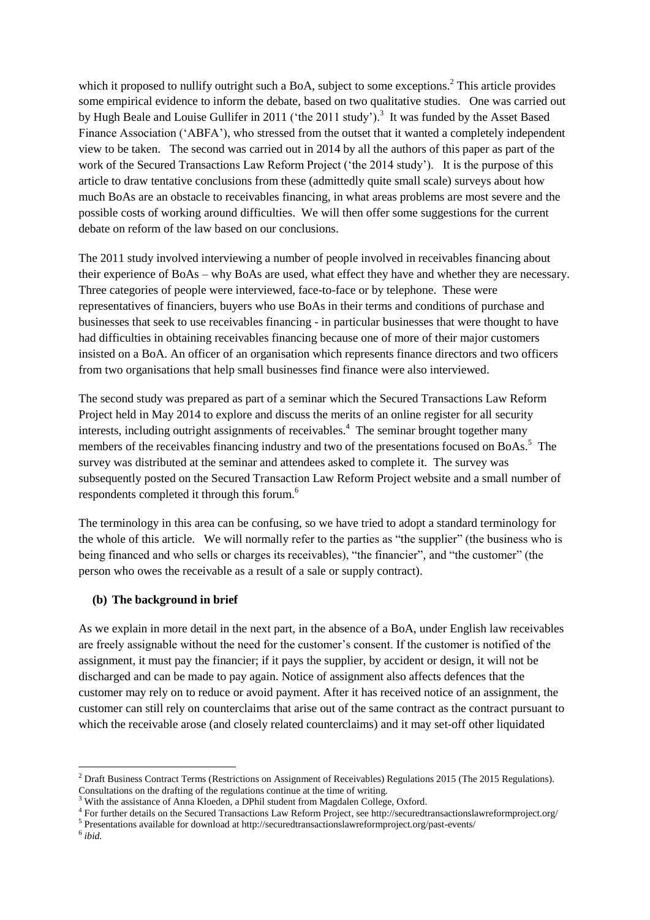which it proposed to nullify outright such a BoA, subject to some exceptions.[2] This article provides some empirical evidence to inform the debate, based on two qualitative studies. One was carried out by Hugh Beale and Louise Gullifer in 2011 ('the 2011 study').[3] It was funded by the Asset Based Finance Association ('ABFA'), who stressed from the outset that it wanted a completely independent view to be taken. The second was carried out in 2014 by all the authors of this paper as part of the work of the Secured Transactions Law Reform Project ('the 2014 study'). It is the purpose of this article to draw tentative conclusions from these (admittedly quite small scale) surveys about how much BoAs are an obstacle to receivables financing, in what areas problems are most severe and the possible costs of working around difficulties. We will then offer some suggestions for the current debate on reform of the law based on our conclusions.

The 2011 study involved interviewing a number of people involved in receivables financing about their experience of BoAs – why BoAs are used, what effect they have and whether they are necessary. Three categories of people were interviewed, face-to-face or by telephone. These were representatives of financiers, buyers who use BoAs in their terms and conditions of purchase and businesses that seek to use receivables financing - in particular businesses that were thought to have had difficulties in obtaining receivables financing because one of more of their major customers insisted on a BoA. An officer of an organisation which represents finance directors and two officers from two organisations that help small businesses find finance were also interviewed.

The second study was prepared as part of a seminar which the Secured Transactions Law Reform Project held in May 2014 to explore and discuss the merits of an online register for all security interests, including outright assignments of receivables.[4] The seminar brought together many members of the receivables financing industry and two of the presentations focused on BoAs.[5] The survey was distributed at the seminar and attendees asked to complete it. The survey was subsequently posted on the Secured Transaction Law Reform Project website and a small number of respondents completed it through this forum.[6]

The terminology in this area can be confusing, so we have tried to adopt a standard terminology for the whole of this article. We will normally refer to the parties as "the supplier" (the business who is being financed and who sells or charges its receivables), "the financier", and "the customer" (the person who owes the receivable as a result of a sale or supply contract).

### (b) The background in brief

As we explain in more detail in the next part, in the absence of a BoA, under English law receivables are freely assignable without the need for the customer's consent. If the customer is notified of the assignment, it must pay the financier; if it pays the supplier, by accident or design, it will not be discharged and can be made to pay again. Notice of assignment also affects defences that the customer may rely on to reduce or avoid payment. After it has received notice of an assignment, the customer can still rely on counterclaims that arise out of the same contract as the contract pursuant to which the receivable arose (and closely related counterclaims) and it may set-off other liquidated

---

[2] Draft Business Contract Terms (Restrictions on Assignment of Receivables) Regulations 2015 (The 2015 Regulations). Consultations on the drafting of the regulations continue at the time of writing.

[3] With the assistance of Anna Kloeden, a DPhil student from Magdalen College, Oxford.

[4] For further details on the Secured Transactions Law Reform Project, see http://securedtransactionslawreformproject.org/

[5] Presentations available for download at http://securedtransactionslawreformproject.org/past-events/

[6] *ibid.*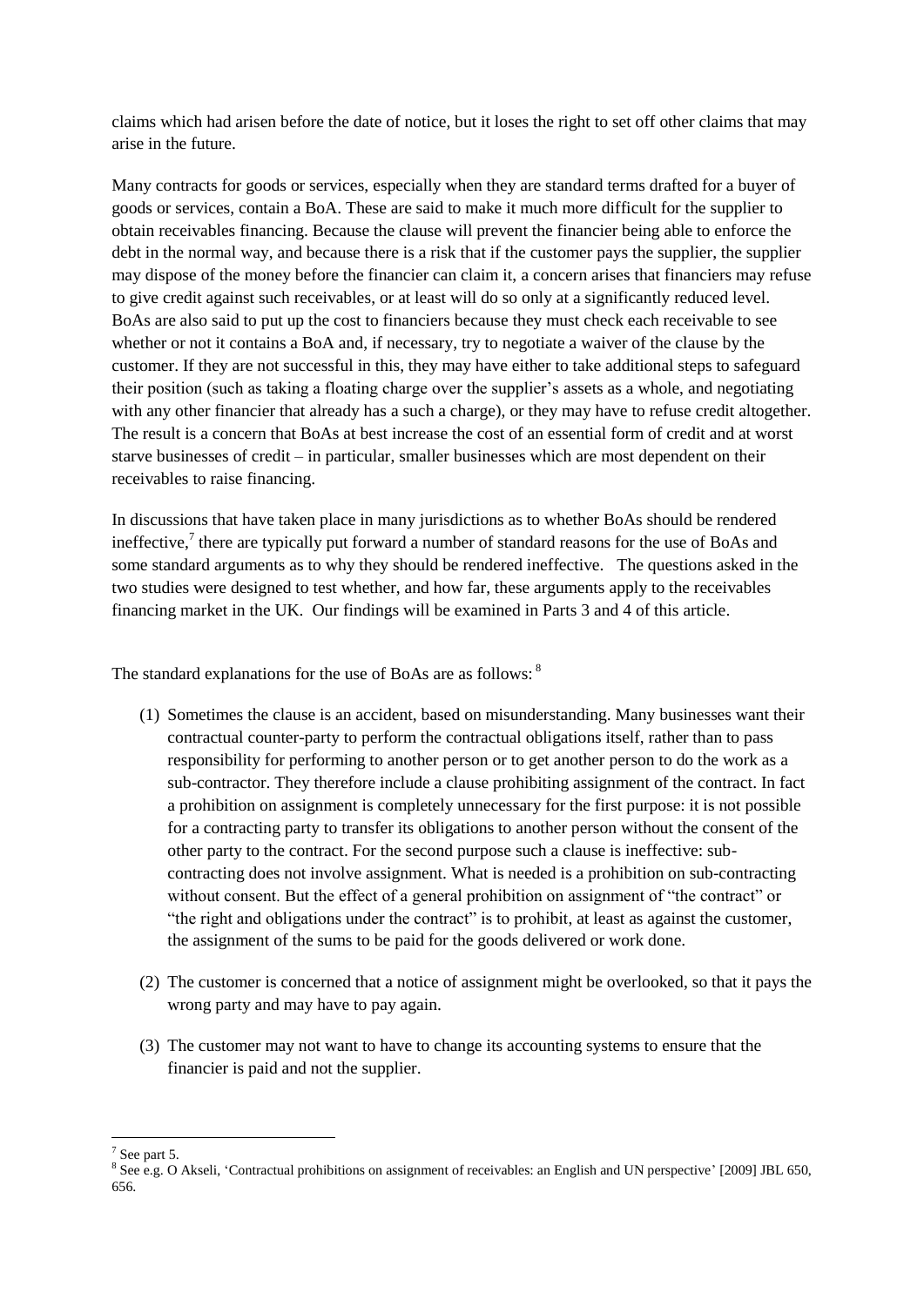claims which had arisen before the date of notice, but it loses the right to set off other claims that may arise in the future.

Many contracts for goods or services, especially when they are standard terms drafted for a buyer of goods or services, contain a BoA. These are said to make it much more difficult for the supplier to obtain receivables financing. Because the clause will prevent the financier being able to enforce the debt in the normal way, and because there is a risk that if the customer pays the supplier, the supplier may dispose of the money before the financier can claim it, a concern arises that financiers may refuse to give credit against such receivables, or at least will do so only at a significantly reduced level. BoAs are also said to put up the cost to financiers because they must check each receivable to see whether or not it contains a BoA and, if necessary, try to negotiate a waiver of the clause by the customer. If they are not successful in this, they may have either to take additional steps to safeguard their position (such as taking a floating charge over the supplier's assets as a whole, and negotiating with any other financier that already has a such a charge), or they may have to refuse credit altogether. The result is a concern that BoAs at best increase the cost of an essential form of credit and at worst starve businesses of credit – in particular, smaller businesses which are most dependent on their receivables to raise financing.

In discussions that have taken place in many jurisdictions as to whether BoAs should be rendered ineffective,[7] there are typically put forward a number of standard reasons for the use of BoAs and some standard arguments as to why they should be rendered ineffective. The questions asked in the two studies were designed to test whether, and how far, these arguments apply to the receivables financing market in the UK. Our findings will be examined in Parts 3 and 4 of this article.

The standard explanations for the use of BoAs are as follows: [8]

(1) Sometimes the clause is an accident, based on misunderstanding. Many businesses want their contractual counter-party to perform the contractual obligations itself, rather than to pass responsibility for performing to another person or to get another person to do the work as a sub-contractor. They therefore include a clause prohibiting assignment of the contract. In fact a prohibition on assignment is completely unnecessary for the first purpose: it is not possible for a contracting party to transfer its obligations to another person without the consent of the other party to the contract. For the second purpose such a clause is ineffective: sub-contracting does not involve assignment. What is needed is a prohibition on sub-contracting without consent. But the effect of a general prohibition on assignment of "the contract" or "the right and obligations under the contract" is to prohibit, at least as against the customer, the assignment of the sums to be paid for the goods delivered or work done.

(2) The customer is concerned that a notice of assignment might be overlooked, so that it pays the wrong party and may have to pay again.

(3) The customer may not want to have to change its accounting systems to ensure that the financier is paid and not the supplier.

[7] See part 5.

[8] See e.g. O Akseli, 'Contractual prohibitions on assignment of receivables: an English and UN perspective' [2009] JBL 650, 656.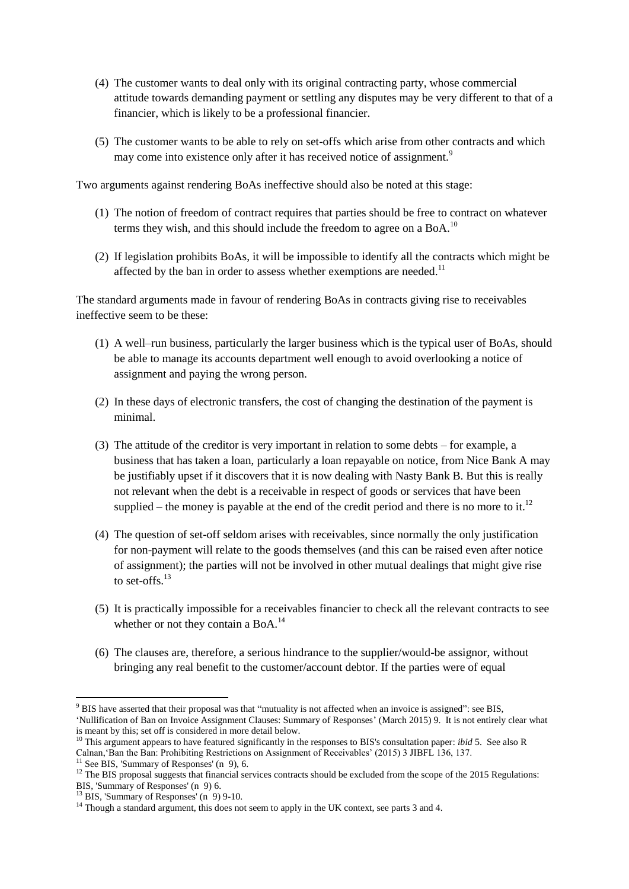(4) The customer wants to deal only with its original contracting party, whose commercial attitude towards demanding payment or settling any disputes may be very different to that of a financier, which is likely to be a professional financier.

(5) The customer wants to be able to rely on set-offs which arise from other contracts and which may come into existence only after it has received notice of assignment.[9]

Two arguments against rendering BoAs ineffective should also be noted at this stage:

(1) The notion of freedom of contract requires that parties should be free to contract on whatever terms they wish, and this should include the freedom to agree on a BoA.[10]

(2) If legislation prohibits BoAs, it will be impossible to identify all the contracts which might be affected by the ban in order to assess whether exemptions are needed.[11]

The standard arguments made in favour of rendering BoAs in contracts giving rise to receivables ineffective seem to be these:

(1) A well–run business, particularly the larger business which is the typical user of BoAs, should be able to manage its accounts department well enough to avoid overlooking a notice of assignment and paying the wrong person.

(2) In these days of electronic transfers, the cost of changing the destination of the payment is minimal.

(3) The attitude of the creditor is very important in relation to some debts – for example, a business that has taken a loan, particularly a loan repayable on notice, from Nice Bank A may be justifiably upset if it discovers that it is now dealing with Nasty Bank B. But this is really not relevant when the debt is a receivable in respect of goods or services that have been supplied – the money is payable at the end of the credit period and there is no more to it.[12]

(4) The question of set-off seldom arises with receivables, since normally the only justification for non-payment will relate to the goods themselves (and this can be raised even after notice of assignment); the parties will not be involved in other mutual dealings that might give rise to set-offs.[13]

(5) It is practically impossible for a receivables financier to check all the relevant contracts to see whether or not they contain a BoA.[14]

(6) The clauses are, therefore, a serious hindrance to the supplier/would-be assignor, without bringing any real benefit to the customer/account debtor. If the parties were of equal

---

[9] BIS have asserted that their proposal was that "mutuality is not affected when an invoice is assigned": see BIS, 'Nullification of Ban on Invoice Assignment Clauses: Summary of Responses' (March 2015) 9. It is not entirely clear what is meant by this; set off is considered in more detail below.

[10] This argument appears to have featured significantly in the responses to BIS's consultation paper: *ibid* 5. See also R Calnan,'Ban the Ban: Prohibiting Restrictions on Assignment of Receivables' (2015) 3 JIBFL 136, 137.

[11] See BIS, 'Summary of Responses' (n 9), 6.

[12] The BIS proposal suggests that financial services contracts should be excluded from the scope of the 2015 Regulations: BIS, 'Summary of Responses' (n 9) 6.

[13] BIS, 'Summary of Responses' (n 9) 9-10.

[14] Though a standard argument, this does not seem to apply in the UK context, see parts 3 and 4.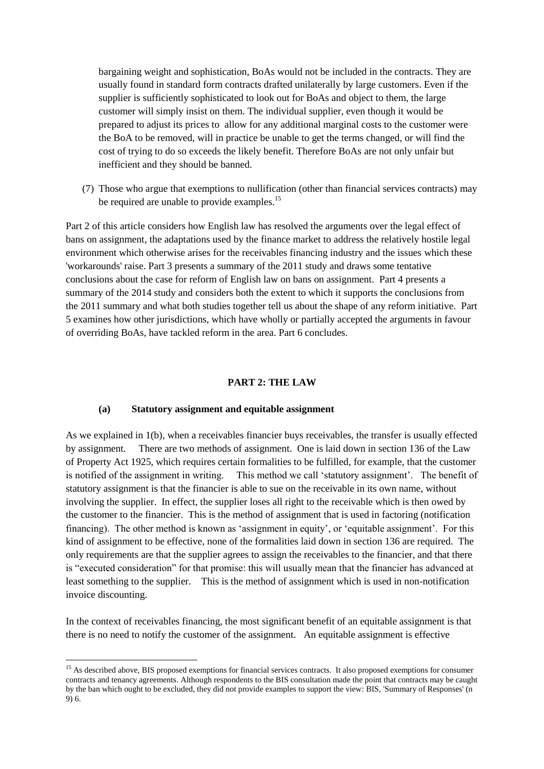bargaining weight and sophistication, BoAs would not be included in the contracts. They are usually found in standard form contracts drafted unilaterally by large customers. Even if the supplier is sufficiently sophisticated to look out for BoAs and object to them, the large customer will simply insist on them. The individual supplier, even though it would be prepared to adjust its prices to allow for any additional marginal costs to the customer were the BoA to be removed, will in practice be unable to get the terms changed, or will find the cost of trying to do so exceeds the likely benefit. Therefore BoAs are not only unfair but inefficient and they should be banned.

(7) Those who argue that exemptions to nullification (other than financial services contracts) may be required are unable to provide examples.[15]

Part 2 of this article considers how English law has resolved the arguments over the legal effect of bans on assignment, the adaptations used by the finance market to address the relatively hostile legal environment which otherwise arises for the receivables financing industry and the issues which these 'workarounds' raise. Part 3 presents a summary of the 2011 study and draws some tentative conclusions about the case for reform of English law on bans on assignment. Part 4 presents a summary of the 2014 study and considers both the extent to which it supports the conclusions from the 2011 summary and what both studies together tell us about the shape of any reform initiative. Part 5 examines how other jurisdictions, which have wholly or partially accepted the arguments in favour of overriding BoAs, have tackled reform in the area. Part 6 concludes.

## PART 2: THE LAW

### (a) Statutory assignment and equitable assignment

As we explained in 1(b), when a receivables financier buys receivables, the transfer is usually effected by assignment. There are two methods of assignment. One is laid down in section 136 of the Law of Property Act 1925, which requires certain formalities to be fulfilled, for example, that the customer is notified of the assignment in writing. This method we call 'statutory assignment'. The benefit of statutory assignment is that the financier is able to sue on the receivable in its own name, without involving the supplier. In effect, the supplier loses all right to the receivable which is then owed by the customer to the financier. This is the method of assignment that is used in factoring (notification financing). The other method is known as 'assignment in equity', or 'equitable assignment'. For this kind of assignment to be effective, none of the formalities laid down in section 136 are required. The only requirements are that the supplier agrees to assign the receivables to the financier, and that there is "executed consideration" for that promise: this will usually mean that the financier has advanced at least something to the supplier. This is the method of assignment which is used in non-notification invoice discounting.

In the context of receivables financing, the most significant benefit of an equitable assignment is that there is no need to notify the customer of the assignment. An equitable assignment is effective

[15] As described above, BIS proposed exemptions for financial services contracts. It also proposed exemptions for consumer contracts and tenancy agreements. Although respondents to the BIS consultation made the point that contracts may be caught by the ban which ought to be excluded, they did not provide examples to support the view: BIS, 'Summary of Responses' (n 9) 6.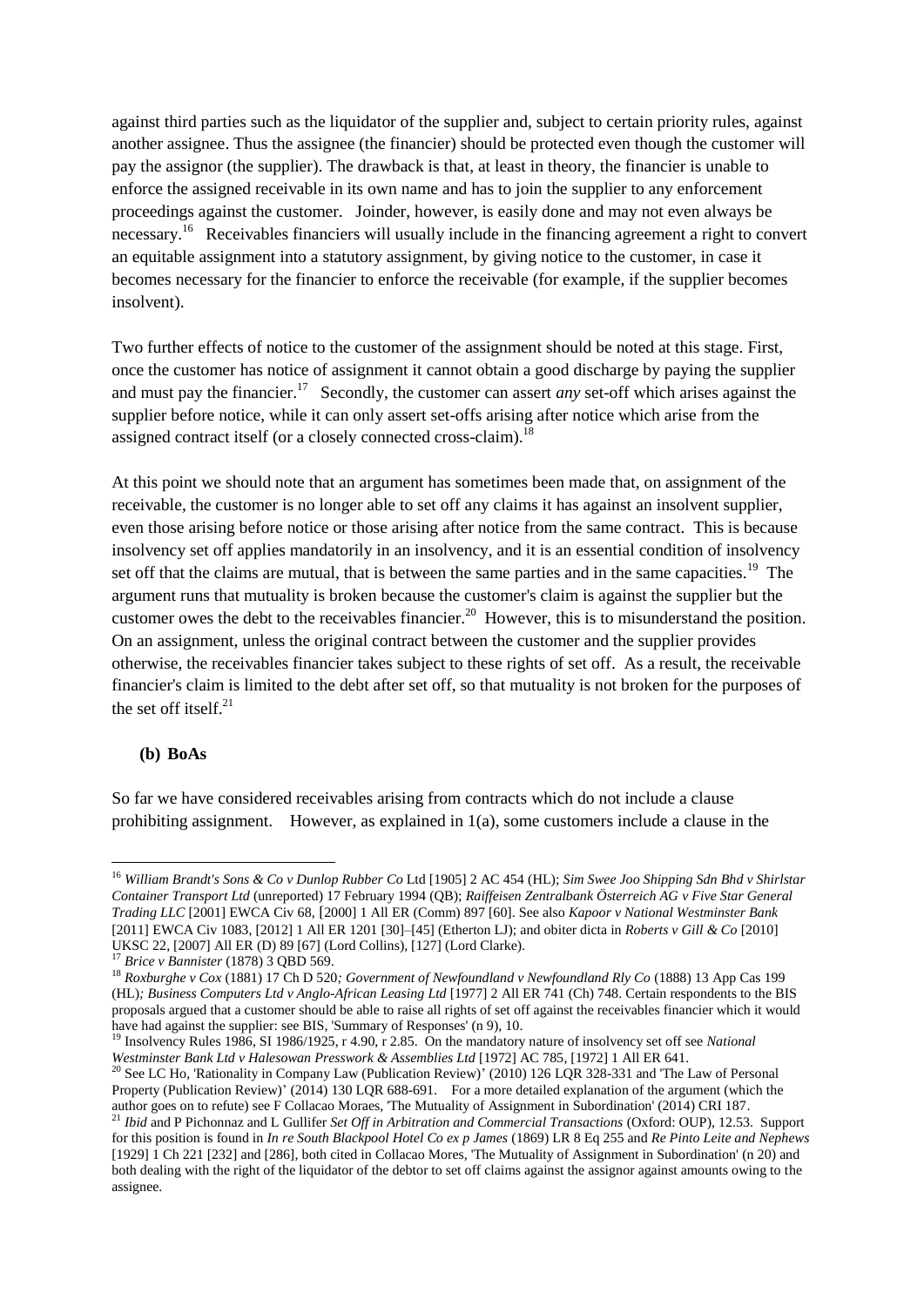against third parties such as the liquidator of the supplier and, subject to certain priority rules, against another assignee. Thus the assignee (the financier) should be protected even though the customer will pay the assignor (the supplier). The drawback is that, at least in theory, the financier is unable to enforce the assigned receivable in its own name and has to join the supplier to any enforcement proceedings against the customer. Joinder, however, is easily done and may not even always be necessary.[16] Receivables financiers will usually include in the financing agreement a right to convert an equitable assignment into a statutory assignment, by giving notice to the customer, in case it becomes necessary for the financier to enforce the receivable (for example, if the supplier becomes insolvent).

Two further effects of notice to the customer of the assignment should be noted at this stage. First, once the customer has notice of assignment it cannot obtain a good discharge by paying the supplier and must pay the financier.[17] Secondly, the customer can assert *any* set-off which arises against the supplier before notice, while it can only assert set-offs arising after notice which arise from the assigned contract itself (or a closely connected cross-claim).[18]

At this point we should note that an argument has sometimes been made that, on assignment of the receivable, the customer is no longer able to set off any claims it has against an insolvent supplier, even those arising before notice or those arising after notice from the same contract. This is because insolvency set off applies mandatorily in an insolvency, and it is an essential condition of insolvency set off that the claims are mutual, that is between the same parties and in the same capacities.[19] The argument runs that mutuality is broken because the customer's claim is against the supplier but the customer owes the debt to the receivables financier.[20] However, this is to misunderstand the position. On an assignment, unless the original contract between the customer and the supplier provides otherwise, the receivables financier takes subject to these rights of set off. As a result, the receivable financier's claim is limited to the debt after set off, so that mutuality is not broken for the purposes of the set off itself.[21]

**(b) BoAs**

So far we have considered receivables arising from contracts which do not include a clause prohibiting assignment. However, as explained in 1(a), some customers include a clause in the

---

[16] *William Brandt's Sons & Co v Dunlop Rubber Co* Ltd [1905] 2 AC 454 (HL); *Sim Swee Joo Shipping Sdn Bhd v Shirlstar Container Transport Ltd* (unreported) 17 February 1994 (QB); *Raiffeisen Zentralbank Österreich AG v Five Star General Trading LLC* [2001] EWCA Civ 68, [2000] 1 All ER (Comm) 897 [60]. See also *Kapoor v National Westminster Bank* [2011] EWCA Civ 1083, [2012] 1 All ER 1201 [30]–[45] (Etherton LJ); and obiter dicta in *Roberts v Gill & Co* [2010] UKSC 22, [2007] All ER (D) 89 [67] (Lord Collins), [127] (Lord Clarke).

[17] *Brice v Bannister* (1878) 3 QBD 569.

[18] *Roxburghe v Cox* (1881) 17 Ch D 520*; Government of Newfoundland v Newfoundland Rly Co* (1888) 13 App Cas 199 (HL)*; Business Computers Ltd v Anglo-African Leasing Ltd* [1977] 2 All ER 741 (Ch) 748. Certain respondents to the BIS proposals argued that a customer should be able to raise all rights of set off against the receivables financier which it would have had against the supplier: see BIS, 'Summary of Responses' (n 9), 10.

[19] Insolvency Rules 1986, SI 1986/1925, r 4.90, r 2.85. On the mandatory nature of insolvency set off see *National Westminster Bank Ltd v Halesowan Presswork & Assemblies Ltd* [1972] AC 785, [1972] 1 All ER 641.

[20] See LC Ho, 'Rationality in Company Law (Publication Review)' (2010) 126 LQR 328-331 and 'The Law of Personal Property (Publication Review)' (2014) 130 LQR 688-691. For a more detailed explanation of the argument (which the author goes on to refute) see F Collacao Moraes, 'The Mutuality of Assignment in Subordination' (2014) CRI 187.

[21] *Ibid* and P Pichonnaz and L Gullifer *Set Off in Arbitration and Commercial Transactions* (Oxford: OUP), 12.53. Support for this position is found in *In re South Blackpool Hotel Co ex p James* (1869) LR 8 Eq 255 and *Re Pinto Leite and Nephews* [1929] 1 Ch 221 [232] and [286], both cited in Collacao Mores, 'The Mutuality of Assignment in Subordination' (n 20) and both dealing with the right of the liquidator of the debtor to set off claims against the assignor against amounts owing to the assignee.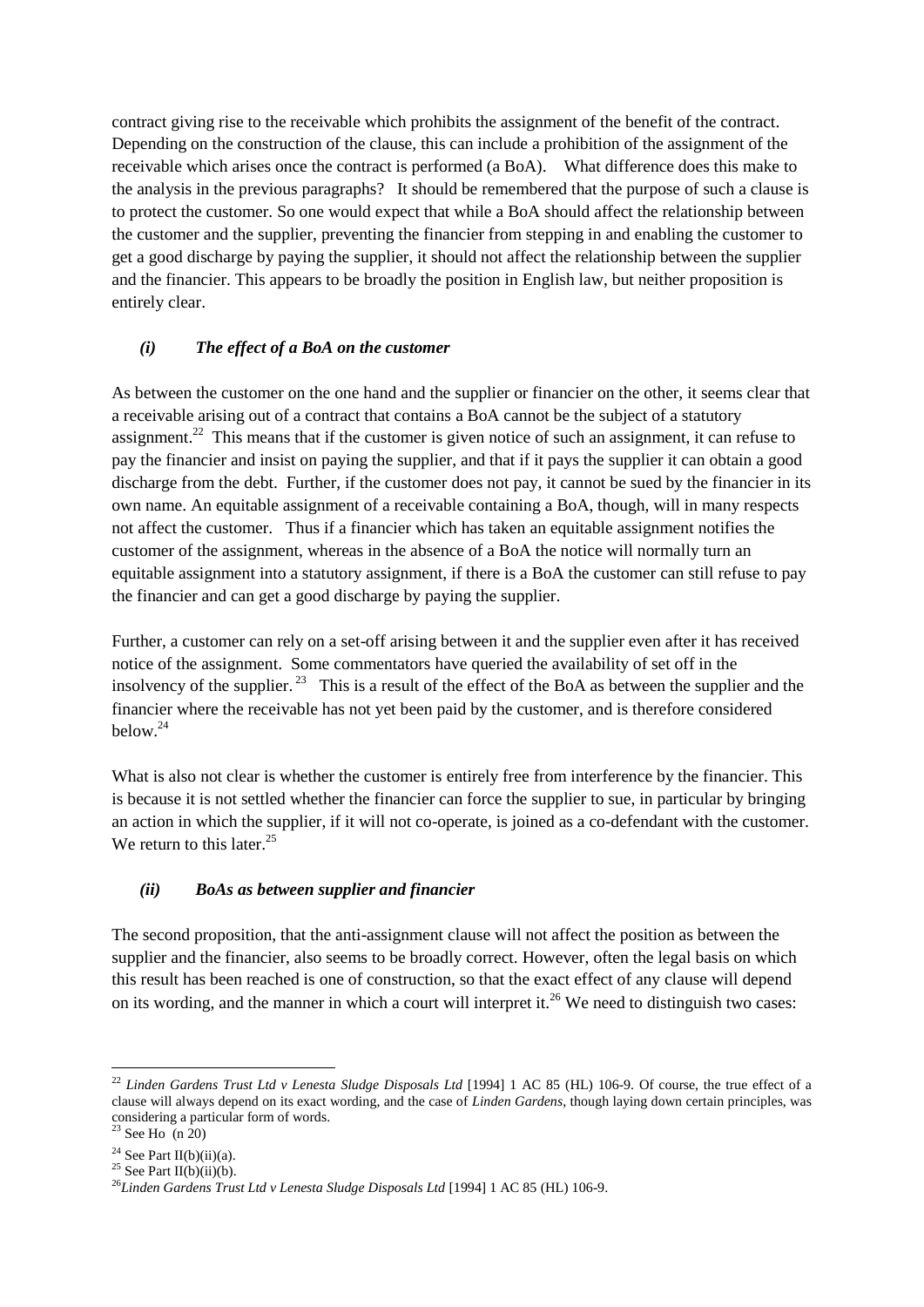contract giving rise to the receivable which prohibits the assignment of the benefit of the contract. Depending on the construction of the clause, this can include a prohibition of the assignment of the receivable which arises once the contract is performed (a BoA). What difference does this make to the analysis in the previous paragraphs? It should be remembered that the purpose of such a clause is to protect the customer. So one would expect that while a BoA should affect the relationship between the customer and the supplier, preventing the financier from stepping in and enabling the customer to get a good discharge by paying the supplier, it should not affect the relationship between the supplier and the financier. This appears to be broadly the position in English law, but neither proposition is entirely clear.

### *(i) The effect of a BoA on the customer*

As between the customer on the one hand and the supplier or financier on the other, it seems clear that a receivable arising out of a contract that contains a BoA cannot be the subject of a statutory assignment.[22] This means that if the customer is given notice of such an assignment, it can refuse to pay the financier and insist on paying the supplier, and that if it pays the supplier it can obtain a good discharge from the debt. Further, if the customer does not pay, it cannot be sued by the financier in its own name. An equitable assignment of a receivable containing a BoA, though, will in many respects not affect the customer. Thus if a financier which has taken an equitable assignment notifies the customer of the assignment, whereas in the absence of a BoA the notice will normally turn an equitable assignment into a statutory assignment, if there is a BoA the customer can still refuse to pay the financier and can get a good discharge by paying the supplier.

Further, a customer can rely on a set-off arising between it and the supplier even after it has received notice of the assignment. Some commentators have queried the availability of set off in the insolvency of the supplier.[23] This is a result of the effect of the BoA as between the supplier and the financier where the receivable has not yet been paid by the customer, and is therefore considered below.[24]

What is also not clear is whether the customer is entirely free from interference by the financier. This is because it is not settled whether the financier can force the supplier to sue, in particular by bringing an action in which the supplier, if it will not co-operate, is joined as a co-defendant with the customer. We return to this later.[25]

### *(ii) BoAs as between supplier and financier*

The second proposition, that the anti-assignment clause will not affect the position as between the supplier and the financier, also seems to be broadly correct. However, often the legal basis on which this result has been reached is one of construction, so that the exact effect of any clause will depend on its wording, and the manner in which a court will interpret it.[26] We need to distinguish two cases:

---

[22] *Linden Gardens Trust Ltd v Lenesta Sludge Disposals Ltd* [1994] 1 AC 85 (HL) 106-9. Of course, the true effect of a clause will always depend on its exact wording, and the case of *Linden Gardens*, though laying down certain principles, was considering a particular form of words.

[23] See Ho (n 20)

[24] See Part II(b)(ii)(a).

[25] See Part II(b)(ii)(b).

[26] *Linden Gardens Trust Ltd v Lenesta Sludge Disposals Ltd* [1994] 1 AC 85 (HL) 106-9.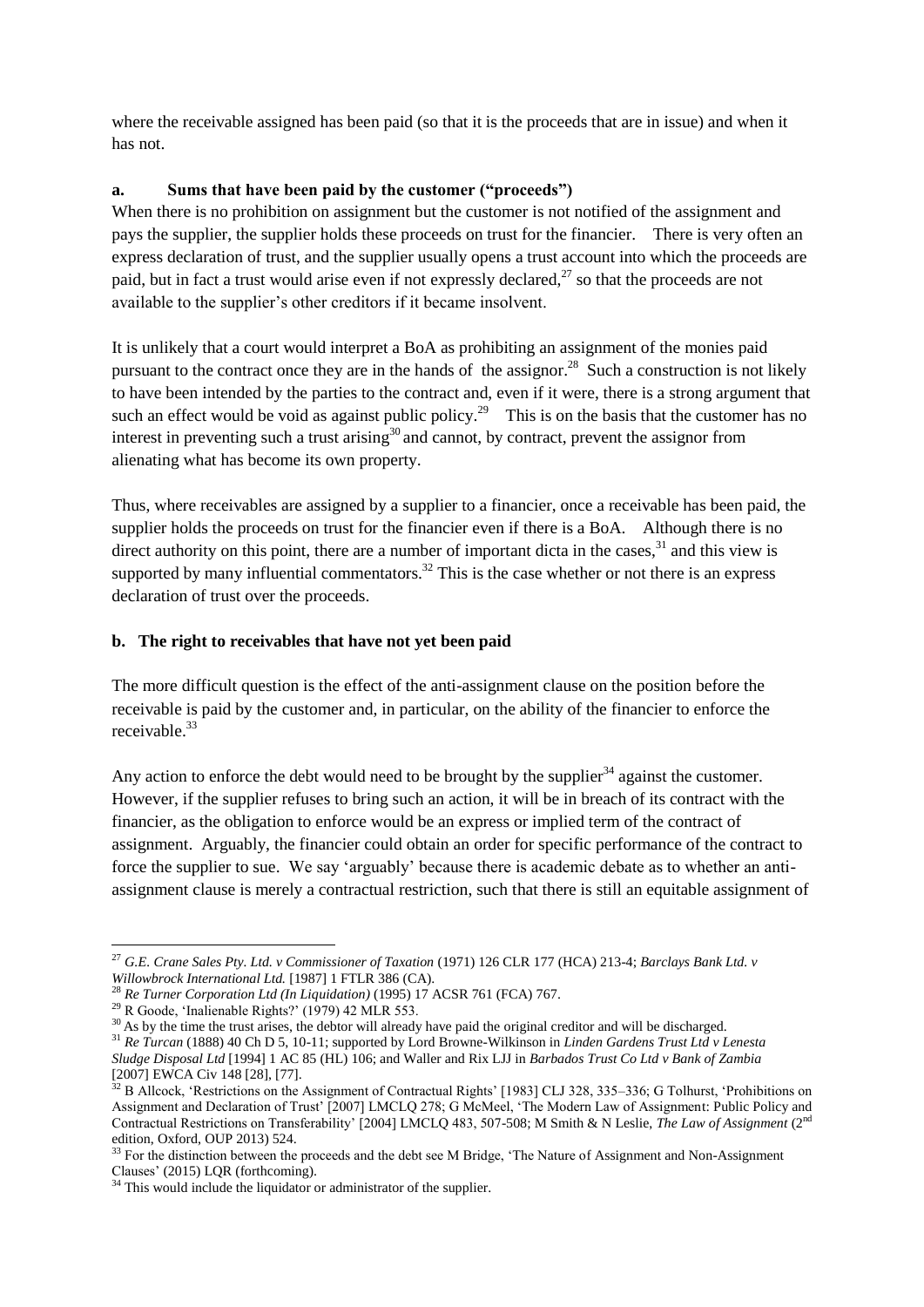where the receivable assigned has been paid (so that it is the proceeds that are in issue) and when it has not.

### a. Sums that have been paid by the customer ("proceeds")

When there is no prohibition on assignment but the customer is not notified of the assignment and pays the supplier, the supplier holds these proceeds on trust for the financier. There is very often an express declaration of trust, and the supplier usually opens a trust account into which the proceeds are paid, but in fact a trust would arise even if not expressly declared,[27] so that the proceeds are not available to the supplier's other creditors if it became insolvent.

It is unlikely that a court would interpret a BoA as prohibiting an assignment of the monies paid pursuant to the contract once they are in the hands of the assignor.[28] Such a construction is not likely to have been intended by the parties to the contract and, even if it were, there is a strong argument that such an effect would be void as against public policy.[29] This is on the basis that the customer has no interest in preventing such a trust arising[30] and cannot, by contract, prevent the assignor from alienating what has become its own property.

Thus, where receivables are assigned by a supplier to a financier, once a receivable has been paid, the supplier holds the proceeds on trust for the financier even if there is a BoA. Although there is no direct authority on this point, there are a number of important dicta in the cases,[31] and this view is supported by many influential commentators.[32] This is the case whether or not there is an express declaration of trust over the proceeds.

### b. The right to receivables that have not yet been paid

The more difficult question is the effect of the anti-assignment clause on the position before the receivable is paid by the customer and, in particular, on the ability of the financier to enforce the receivable.[33]

Any action to enforce the debt would need to be brought by the supplier[34] against the customer. However, if the supplier refuses to bring such an action, it will be in breach of its contract with the financier, as the obligation to enforce would be an express or implied term of the contract of assignment. Arguably, the financier could obtain an order for specific performance of the contract to force the supplier to sue. We say 'arguably' because there is academic debate as to whether an anti-assignment clause is merely a contractual restriction, such that there is still an equitable assignment of

---

[27] *G.E. Crane Sales Pty. Ltd. v Commissioner of Taxation* (1971) 126 CLR 177 (HCA) 213-4; *Barclays Bank Ltd. v Willowbrock International Ltd.* [1987] 1 FTLR 386 (CA).

[28] *Re Turner Corporation Ltd (In Liquidation)* (1995) 17 ACSR 761 (FCA) 767.

[29] R Goode, 'Inalienable Rights?' (1979) 42 MLR 553.

[30] As by the time the trust arises, the debtor will already have paid the original creditor and will be discharged.

[31] *Re Turcan* (1888) 40 Ch D 5, 10-11; supported by Lord Browne-Wilkinson in *Linden Gardens Trust Ltd v Lenesta Sludge Disposal Ltd* [1994] 1 AC 85 (HL) 106; and Waller and Rix LJJ in *Barbados Trust Co Ltd v Bank of Zambia* [2007] EWCA Civ 148 [28], [77].

[32] B Allcock, 'Restrictions on the Assignment of Contractual Rights' [1983] CLJ 328, 335–336; G Tolhurst, 'Prohibitions on Assignment and Declaration of Trust' [2007] LMCLQ 278; G McMeel, 'The Modern Law of Assignment: Public Policy and Contractual Restrictions on Transferability' [2004] LMCLQ 483, 507-508; M Smith & N Leslie, *The Law of Assignment* (2nd edition, Oxford, OUP 2013) 524.

[33] For the distinction between the proceeds and the debt see M Bridge, 'The Nature of Assignment and Non-Assignment Clauses' (2015) LQR (forthcoming).

[34] This would include the liquidator or administrator of the supplier.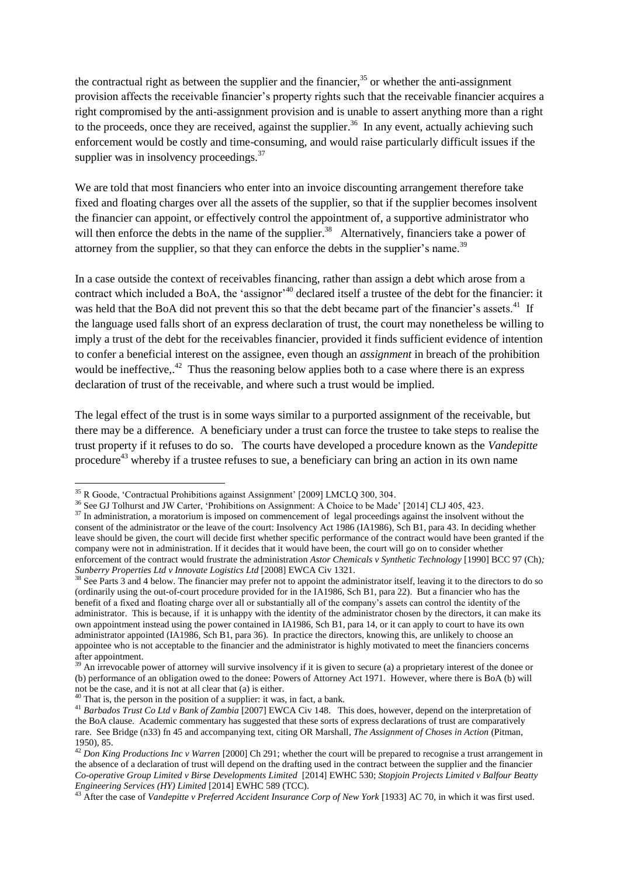the contractual right as between the supplier and the financier,[35] or whether the anti-assignment provision affects the receivable financier's property rights such that the receivable financier acquires a right compromised by the anti-assignment provision and is unable to assert anything more than a right to the proceeds, once they are received, against the supplier.[36] In any event, actually achieving such enforcement would be costly and time-consuming, and would raise particularly difficult issues if the supplier was in insolvency proceedings.[37]

We are told that most financiers who enter into an invoice discounting arrangement therefore take fixed and floating charges over all the assets of the supplier, so that if the supplier becomes insolvent the financier can appoint, or effectively control the appointment of, a supportive administrator who will then enforce the debts in the name of the supplier.[38] Alternatively, financiers take a power of attorney from the supplier, so that they can enforce the debts in the supplier's name.[39]

In a case outside the context of receivables financing, rather than assign a debt which arose from a contract which included a BoA, the 'assignor'[40] declared itself a trustee of the debt for the financier: it was held that the BoA did not prevent this so that the debt became part of the financier's assets.[41] If the language used falls short of an express declaration of trust, the court may nonetheless be willing to imply a trust of the debt for the receivables financier, provided it finds sufficient evidence of intention to confer a beneficial interest on the assignee, even though an *assignment* in breach of the prohibition would be ineffective,.[42] Thus the reasoning below applies both to a case where there is an express declaration of trust of the receivable, and where such a trust would be implied.

The legal effect of the trust is in some ways similar to a purported assignment of the receivable, but there may be a difference. A beneficiary under a trust can force the trustee to take steps to realise the trust property if it refuses to do so. The courts have developed a procedure known as the *Vandepitte* procedure[43] whereby if a trustee refuses to sue, a beneficiary can bring an action in its own name

---

[35] R Goode, 'Contractual Prohibitions against Assignment' [2009] LMCLQ 300, 304.

[36] See GJ Tolhurst and JW Carter, 'Prohibitions on Assignment: A Choice to be Made' [2014] CLJ 405, 423.

[37] In administration, a moratorium is imposed on commencement of legal proceedings against the insolvent without the consent of the administrator or the leave of the court: Insolvency Act 1986 (IA1986), Sch B1, para 43. In deciding whether leave should be given, the court will decide first whether specific performance of the contract would have been granted if the company were not in administration. If it decides that it would have been, the court will go on to consider whether enforcement of the contract would frustrate the administration *Astor Chemicals v Synthetic Technology* [1990] BCC 97 (Ch); *Sunberry Properties Ltd v Innovate Logistics Ltd* [2008] EWCA Civ 1321.

[38] See Parts 3 and 4 below. The financier may prefer not to appoint the administrator itself, leaving it to the directors to do so (ordinarily using the out-of-court procedure provided for in the IA1986, Sch B1, para 22). But a financier who has the benefit of a fixed and floating charge over all or substantially all of the company's assets can control the identity of the administrator. This is because, if it is unhappy with the identity of the administrator chosen by the directors, it can make its own appointment instead using the power contained in IA1986, Sch B1, para 14, or it can apply to court to have its own administrator appointed (IA1986, Sch B1, para 36). In practice the directors, knowing this, are unlikely to choose an appointee who is not acceptable to the financier and the administrator is highly motivated to meet the financiers concerns after appointment.

[39] An irrevocable power of attorney will survive insolvency if it is given to secure (a) a proprietary interest of the donee or (b) performance of an obligation owed to the donee: Powers of Attorney Act 1971. However, where there is BoA (b) will not be the case, and it is not at all clear that (a) is either.

[40] That is, the person in the position of a supplier: it was, in fact, a bank.

[41] *Barbados Trust Co Ltd v Bank of Zambia* [2007] EWCA Civ 148. This does, however, depend on the interpretation of the BoA clause. Academic commentary has suggested that these sorts of express declarations of trust are comparatively rare. See Bridge (n33) fn 45 and accompanying text, citing OR Marshall, *The Assignment of Choses in Action* (Pitman, 1950), 85.

[42] *Don King Productions Inc v Warren* [2000] Ch 291; whether the court will be prepared to recognise a trust arrangement in the absence of a declaration of trust will depend on the drafting used in the contract between the supplier and the financier *Co-operative Group Limited v Birse Developments Limited* [2014] EWHC 530; *Stopjoin Projects Limited v Balfour Beatty Engineering Services (HY) Limited* [2014] EWHC 589 (TCC).

[43] After the case of *Vandepitte v Preferred Accident Insurance Corp of New York* [1933] AC 70, in which it was first used.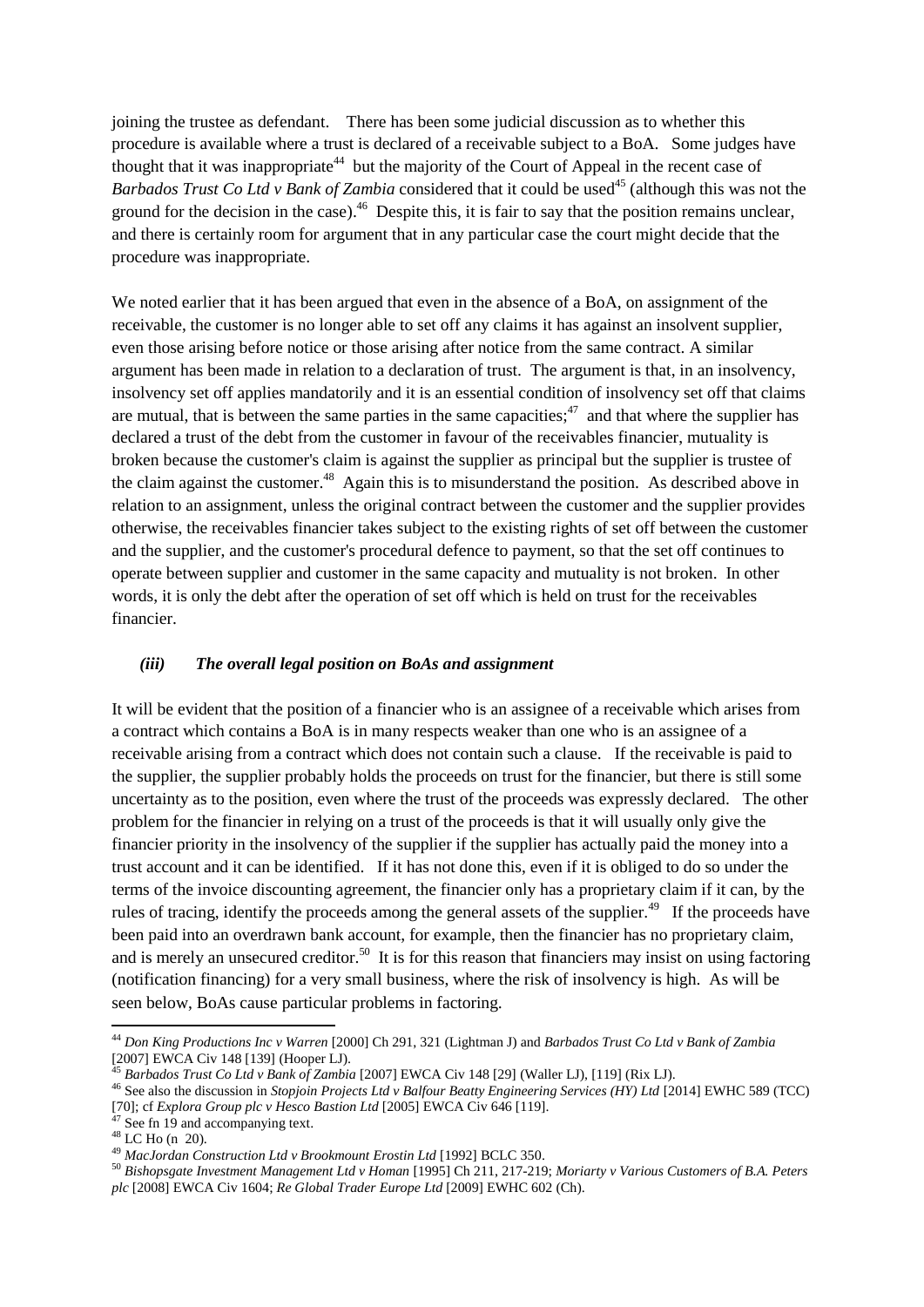joining the trustee as defendant. There has been some judicial discussion as to whether this procedure is available where a trust is declared of a receivable subject to a BoA. Some judges have thought that it was inappropriate[44] but the majority of the Court of Appeal in the recent case of *Barbados Trust Co Ltd v Bank of Zambia* considered that it could be used[45] (although this was not the ground for the decision in the case).[46] Despite this, it is fair to say that the position remains unclear, and there is certainly room for argument that in any particular case the court might decide that the procedure was inappropriate.

We noted earlier that it has been argued that even in the absence of a BoA, on assignment of the receivable, the customer is no longer able to set off any claims it has against an insolvent supplier, even those arising before notice or those arising after notice from the same contract. A similar argument has been made in relation to a declaration of trust. The argument is that, in an insolvency, insolvency set off applies mandatorily and it is an essential condition of insolvency set off that claims are mutual, that is between the same parties in the same capacities;[47] and that where the supplier has declared a trust of the debt from the customer in favour of the receivables financier, mutuality is broken because the customer's claim is against the supplier as principal but the supplier is trustee of the claim against the customer.[48] Again this is to misunderstand the position. As described above in relation to an assignment, unless the original contract between the customer and the supplier provides otherwise, the receivables financier takes subject to the existing rights of set off between the customer and the supplier, and the customer's procedural defence to payment, so that the set off continues to operate between supplier and customer in the same capacity and mutuality is not broken. In other words, it is only the debt after the operation of set off which is held on trust for the receivables financier.

### *(iii) The overall legal position on BoAs and assignment*

It will be evident that the position of a financier who is an assignee of a receivable which arises from a contract which contains a BoA is in many respects weaker than one who is an assignee of a receivable arising from a contract which does not contain such a clause. If the receivable is paid to the supplier, the supplier probably holds the proceeds on trust for the financier, but there is still some uncertainty as to the position, even where the trust of the proceeds was expressly declared. The other problem for the financier in relying on a trust of the proceeds is that it will usually only give the financier priority in the insolvency of the supplier if the supplier has actually paid the money into a trust account and it can be identified. If it has not done this, even if it is obliged to do so under the terms of the invoice discounting agreement, the financier only has a proprietary claim if it can, by the rules of tracing, identify the proceeds among the general assets of the supplier.[49] If the proceeds have been paid into an overdrawn bank account, for example, then the financier has no proprietary claim, and is merely an unsecured creditor.[50] It is for this reason that financiers may insist on using factoring (notification financing) for a very small business, where the risk of insolvency is high. As will be seen below, BoAs cause particular problems in factoring.

---

[44] *Don King Productions Inc v Warren* [2000] Ch 291, 321 (Lightman J) and *Barbados Trust Co Ltd v Bank of Zambia* [2007] EWCA Civ 148 [139] (Hooper LJ).

[45] *Barbados Trust Co Ltd v Bank of Zambia* [2007] EWCA Civ 148 [29] (Waller LJ), [119] (Rix LJ).

[46] See also the discussion in *Stopjoin Projects Ltd v Balfour Beatty Engineering Services (HY) Ltd* [2014] EWHC 589 (TCC) [70]; cf *Explora Group plc v Hesco Bastion Ltd* [2005] EWCA Civ 646 [119].

[47] See fn 19 and accompanying text.

[48] LC Ho (n 20).

[49] *MacJordan Construction Ltd v Brookmount Erostin Ltd* [1992] BCLC 350.

[50] *Bishopsgate Investment Management Ltd v Homan* [1995] Ch 211, 217-219; *Moriarty v Various Customers of B.A. Peters plc* [2008] EWCA Civ 1604; *Re Global Trader Europe Ltd* [2009] EWHC 602 (Ch).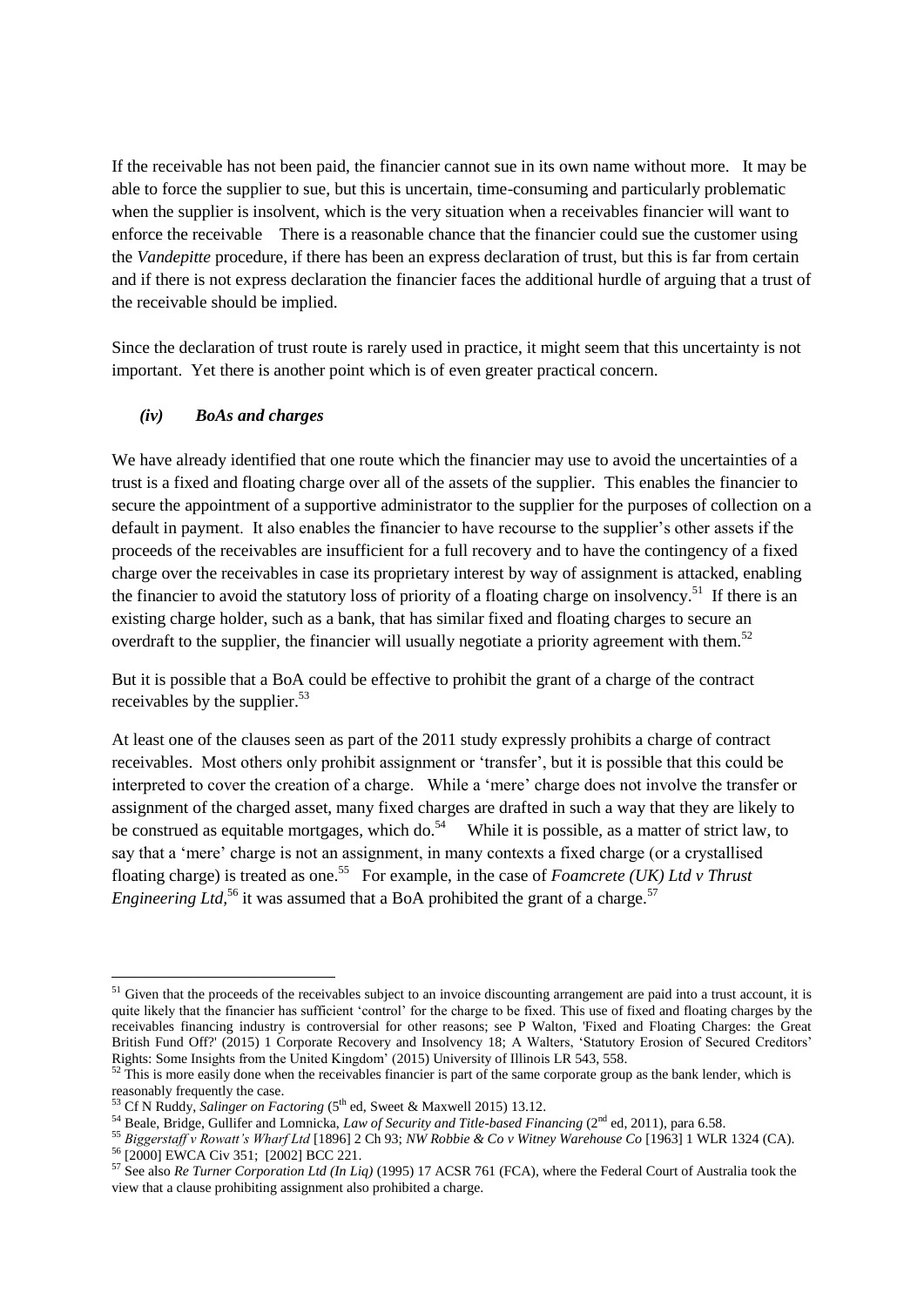If the receivable has not been paid, the financier cannot sue in its own name without more. It may be able to force the supplier to sue, but this is uncertain, time-consuming and particularly problematic when the supplier is insolvent, which is the very situation when a receivables financier will want to enforce the receivable There is a reasonable chance that the financier could sue the customer using the *Vandepitte* procedure, if there has been an express declaration of trust, but this is far from certain and if there is not express declaration the financier faces the additional hurdle of arguing that a trust of the receivable should be implied.

Since the declaration of trust route is rarely used in practice, it might seem that this uncertainty is not important. Yet there is another point which is of even greater practical concern.

### *(iv) BoAs and charges*

We have already identified that one route which the financier may use to avoid the uncertainties of a trust is a fixed and floating charge over all of the assets of the supplier. This enables the financier to secure the appointment of a supportive administrator to the supplier for the purposes of collection on a default in payment. It also enables the financier to have recourse to the supplier's other assets if the proceeds of the receivables are insufficient for a full recovery and to have the contingency of a fixed charge over the receivables in case its proprietary interest by way of assignment is attacked, enabling the financier to avoid the statutory loss of priority of a floating charge on insolvency.[51] If there is an existing charge holder, such as a bank, that has similar fixed and floating charges to secure an overdraft to the supplier, the financier will usually negotiate a priority agreement with them.[52]

But it is possible that a BoA could be effective to prohibit the grant of a charge of the contract receivables by the supplier.[53]

At least one of the clauses seen as part of the 2011 study expressly prohibits a charge of contract receivables. Most others only prohibit assignment or 'transfer', but it is possible that this could be interpreted to cover the creation of a charge. While a 'mere' charge does not involve the transfer or assignment of the charged asset, many fixed charges are drafted in such a way that they are likely to be construed as equitable mortgages, which do.[54] While it is possible, as a matter of strict law, to say that a 'mere' charge is not an assignment, in many contexts a fixed charge (or a crystallised floating charge) is treated as one.[55] For example, in the case of *Foamcrete (UK) Ltd v Thrust Engineering Ltd*,[56] it was assumed that a BoA prohibited the grant of a charge.[57]

---

[51] Given that the proceeds of the receivables subject to an invoice discounting arrangement are paid into a trust account, it is quite likely that the financier has sufficient 'control' for the charge to be fixed. This use of fixed and floating charges by the receivables financing industry is controversial for other reasons; see P Walton, 'Fixed and Floating Charges: the Great British Fund Off?' (2015) 1 Corporate Recovery and Insolvency 18; A Walters, 'Statutory Erosion of Secured Creditors' Rights: Some Insights from the United Kingdom' (2015) University of Illinois LR 543, 558.

[52] This is more easily done when the receivables financier is part of the same corporate group as the bank lender, which is reasonably frequently the case.

[53] Cf N Ruddy, *Salinger on Factoring* (5th ed, Sweet & Maxwell 2015) 13.12.

[54] Beale, Bridge, Gullifer and Lomnicka, *Law of Security and Title-based Financing* (2nd ed, 2011), para 6.58.

[55] *Biggerstaff v Rowatt's Wharf Ltd* [1896] 2 Ch 93; *NW Robbie & Co v Witney Warehouse Co* [1963] 1 WLR 1324 (CA).

[56] [2000] EWCA Civ 351; [2002] BCC 221.

[57] See also *Re Turner Corporation Ltd (In Liq)* (1995) 17 ACSR 761 (FCA), where the Federal Court of Australia took the view that a clause prohibiting assignment also prohibited a charge.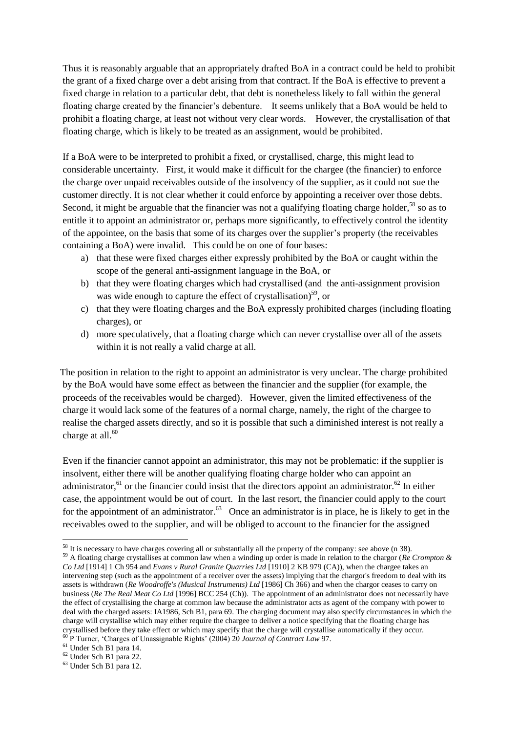Thus it is reasonably arguable that an appropriately drafted BoA in a contract could be held to prohibit the grant of a fixed charge over a debt arising from that contract. If the BoA is effective to prevent a fixed charge in relation to a particular debt, that debt is nonetheless likely to fall within the general floating charge created by the financier's debenture. It seems unlikely that a BoA would be held to prohibit a floating charge, at least not without very clear words. However, the crystallisation of that floating charge, which is likely to be treated as an assignment, would be prohibited.

If a BoA were to be interpreted to prohibit a fixed, or crystallised, charge, this might lead to considerable uncertainty. First, it would make it difficult for the chargee (the financier) to enforce the charge over unpaid receivables outside of the insolvency of the supplier, as it could not sue the customer directly. It is not clear whether it could enforce by appointing a receiver over those debts. Second, it might be arguable that the financier was not a qualifying floating charge holder,[58] so as to entitle it to appoint an administrator or, perhaps more significantly, to effectively control the identity of the appointee, on the basis that some of its charges over the supplier's property (the receivables containing a BoA) were invalid. This could be on one of four bases:

a) that these were fixed charges either expressly prohibited by the BoA or caught within the scope of the general anti-assignment language in the BoA, or
b) that they were floating charges which had crystallised (and the anti-assignment provision was wide enough to capture the effect of crystallisation)[59], or
c) that they were floating charges and the BoA expressly prohibited charges (including floating charges), or
d) more speculatively, that a floating charge which can never crystallise over all of the assets within it is not really a valid charge at all.

The position in relation to the right to appoint an administrator is very unclear. The charge prohibited by the BoA would have some effect as between the financier and the supplier (for example, the proceeds of the receivables would be charged). However, given the limited effectiveness of the charge it would lack some of the features of a normal charge, namely, the right of the chargee to realise the charged assets directly, and so it is possible that such a diminished interest is not really a charge at all.[60]

Even if the financier cannot appoint an administrator, this may not be problematic: if the supplier is insolvent, either there will be another qualifying floating charge holder who can appoint an administrator,[61] or the financier could insist that the directors appoint an administrator.[62] In either case, the appointment would be out of court. In the last resort, the financier could apply to the court for the appointment of an administrator.[63] Once an administrator is in place, he is likely to get in the receivables owed to the supplier, and will be obliged to account to the financier for the assigned

---

[58] It is necessary to have charges covering all or substantially all the property of the company: see above (n 38).

[59] A floating charge crystallises at common law when a winding up order is made in relation to the chargor (*Re Crompton & Co Ltd* [1914] 1 Ch 954 and *Evans v Rural Granite Quarries Ltd* [1910] 2 KB 979 (CA)), when the chargee takes an intervening step (such as the appointment of a receiver over the assets) implying that the chargor's freedom to deal with its assets is withdrawn (*Re Woodroffe's (Musical Instruments) Ltd* [1986] Ch 366) and when the chargor ceases to carry on business (*Re The Real Meat Co Ltd* [1996] BCC 254 (Ch)). The appointment of an administrator does not necessarily have the effect of crystallising the charge at common law because the administrator acts as agent of the company with power to deal with the charged assets: IA1986, Sch B1, para 69. The charging document may also specify circumstances in which the charge will crystallise which may either require the chargee to deliver a notice specifying that the floating charge has crystallised before they take effect or which may specify that the charge will crystallise automatically if they occur.

[60] P Turner, 'Charges of Unassignable Rights' (2004) 20 *Journal of Contract Law* 97.

[61] Under Sch B1 para 14.

[62] Under Sch B1 para 22.

[63] Under Sch B1 para 12.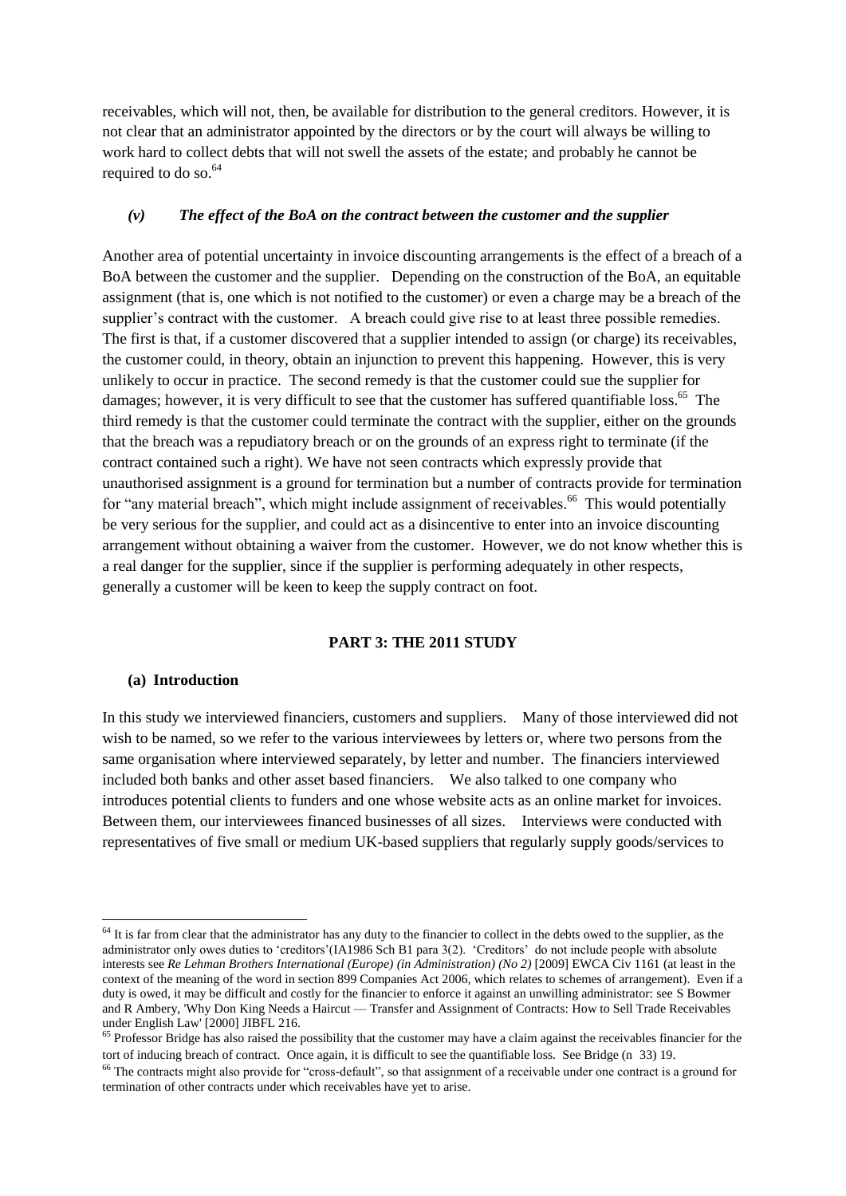receivables, which will not, then, be available for distribution to the general creditors. However, it is not clear that an administrator appointed by the directors or by the court will always be willing to work hard to collect debts that will not swell the assets of the estate; and probably he cannot be required to do so.[64]

### *(v) The effect of the BoA on the contract between the customer and the supplier*

Another area of potential uncertainty in invoice discounting arrangements is the effect of a breach of a BoA between the customer and the supplier. Depending on the construction of the BoA, an equitable assignment (that is, one which is not notified to the customer) or even a charge may be a breach of the supplier's contract with the customer. A breach could give rise to at least three possible remedies. The first is that, if a customer discovered that a supplier intended to assign (or charge) its receivables, the customer could, in theory, obtain an injunction to prevent this happening. However, this is very unlikely to occur in practice. The second remedy is that the customer could sue the supplier for damages; however, it is very difficult to see that the customer has suffered quantifiable loss.[65] The third remedy is that the customer could terminate the contract with the supplier, either on the grounds that the breach was a repudiatory breach or on the grounds of an express right to terminate (if the contract contained such a right). We have not seen contracts which expressly provide that unauthorised assignment is a ground for termination but a number of contracts provide for termination for "any material breach", which might include assignment of receivables.[66] This would potentially be very serious for the supplier, and could act as a disincentive to enter into an invoice discounting arrangement without obtaining a waiver from the customer. However, we do not know whether this is a real danger for the supplier, since if the supplier is performing adequately in other respects, generally a customer will be keen to keep the supply contract on foot.

## PART 3: THE 2011 STUDY

### (a) Introduction

In this study we interviewed financiers, customers and suppliers. Many of those interviewed did not wish to be named, so we refer to the various interviewees by letters or, where two persons from the same organisation where interviewed separately, by letter and number. The financiers interviewed included both banks and other asset based financiers. We also talked to one company who introduces potential clients to funders and one whose website acts as an online market for invoices. Between them, our interviewees financed businesses of all sizes. Interviews were conducted with representatives of five small or medium UK-based suppliers that regularly supply goods/services to

---

[64] It is far from clear that the administrator has any duty to the financier to collect in the debts owed to the supplier, as the administrator only owes duties to 'creditors'(IA1986 Sch B1 para 3(2). 'Creditors' do not include people with absolute interests see *Re Lehman Brothers International (Europe) (in Administration) (No 2)* [2009] EWCA Civ 1161 (at least in the context of the meaning of the word in section 899 Companies Act 2006, which relates to schemes of arrangement). Even if a duty is owed, it may be difficult and costly for the financier to enforce it against an unwilling administrator: see S Bowmer and R Ambery, 'Why Don King Needs a Haircut — Transfer and Assignment of Contracts: How to Sell Trade Receivables under English Law' [2000] JIBFL 216.

[65] Professor Bridge has also raised the possibility that the customer may have a claim against the receivables financier for the tort of inducing breach of contract. Once again, it is difficult to see the quantifiable loss. See Bridge (n 33) 19.

[66] The contracts might also provide for "cross-default", so that assignment of a receivable under one contract is a ground for termination of other contracts under which receivables have yet to arise.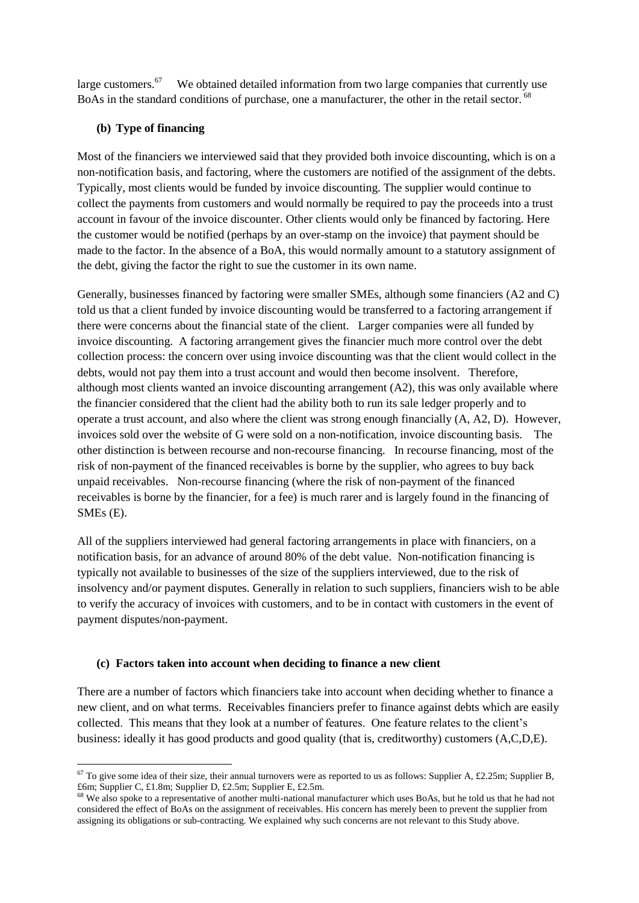large customers.[67] We obtained detailed information from two large companies that currently use BoAs in the standard conditions of purchase, one a manufacturer, the other in the retail sector.[68]

### (b) Type of financing

Most of the financiers we interviewed said that they provided both invoice discounting, which is on a non-notification basis, and factoring, where the customers are notified of the assignment of the debts. Typically, most clients would be funded by invoice discounting. The supplier would continue to collect the payments from customers and would normally be required to pay the proceeds into a trust account in favour of the invoice discounter. Other clients would only be financed by factoring. Here the customer would be notified (perhaps by an over-stamp on the invoice) that payment should be made to the factor. In the absence of a BoA, this would normally amount to a statutory assignment of the debt, giving the factor the right to sue the customer in its own name.

Generally, businesses financed by factoring were smaller SMEs, although some financiers (A2 and C) told us that a client funded by invoice discounting would be transferred to a factoring arrangement if there were concerns about the financial state of the client. Larger companies were all funded by invoice discounting. A factoring arrangement gives the financier much more control over the debt collection process: the concern over using invoice discounting was that the client would collect in the debts, would not pay them into a trust account and would then become insolvent. Therefore, although most clients wanted an invoice discounting arrangement (A2), this was only available where the financier considered that the client had the ability both to run its sale ledger properly and to operate a trust account, and also where the client was strong enough financially (A, A2, D). However, invoices sold over the website of G were sold on a non-notification, invoice discounting basis. The other distinction is between recourse and non-recourse financing. In recourse financing, most of the risk of non-payment of the financed receivables is borne by the supplier, who agrees to buy back unpaid receivables. Non-recourse financing (where the risk of non-payment of the financed receivables is borne by the financier, for a fee) is much rarer and is largely found in the financing of SMEs (E).

All of the suppliers interviewed had general factoring arrangements in place with financiers, on a notification basis, for an advance of around 80% of the debt value. Non-notification financing is typically not available to businesses of the size of the suppliers interviewed, due to the risk of insolvency and/or payment disputes. Generally in relation to such suppliers, financiers wish to be able to verify the accuracy of invoices with customers, and to be in contact with customers in the event of payment disputes/non-payment.

### (c) Factors taken into account when deciding to finance a new client

There are a number of factors which financiers take into account when deciding whether to finance a new client, and on what terms. Receivables financiers prefer to finance against debts which are easily collected. This means that they look at a number of features. One feature relates to the client's business: ideally it has good products and good quality (that is, creditworthy) customers (A,C,D,E).

---

[67] To give some idea of their size, their annual turnovers were as reported to us as follows: Supplier A, £2.25m; Supplier B, £6m; Supplier C, £1.8m; Supplier D, £2.5m; Supplier E, £2.5m.

[68] We also spoke to a representative of another multi-national manufacturer which uses BoAs, but he told us that he had not considered the effect of BoAs on the assignment of receivables. His concern has merely been to prevent the supplier from assigning its obligations or sub-contracting. We explained why such concerns are not relevant to this Study above.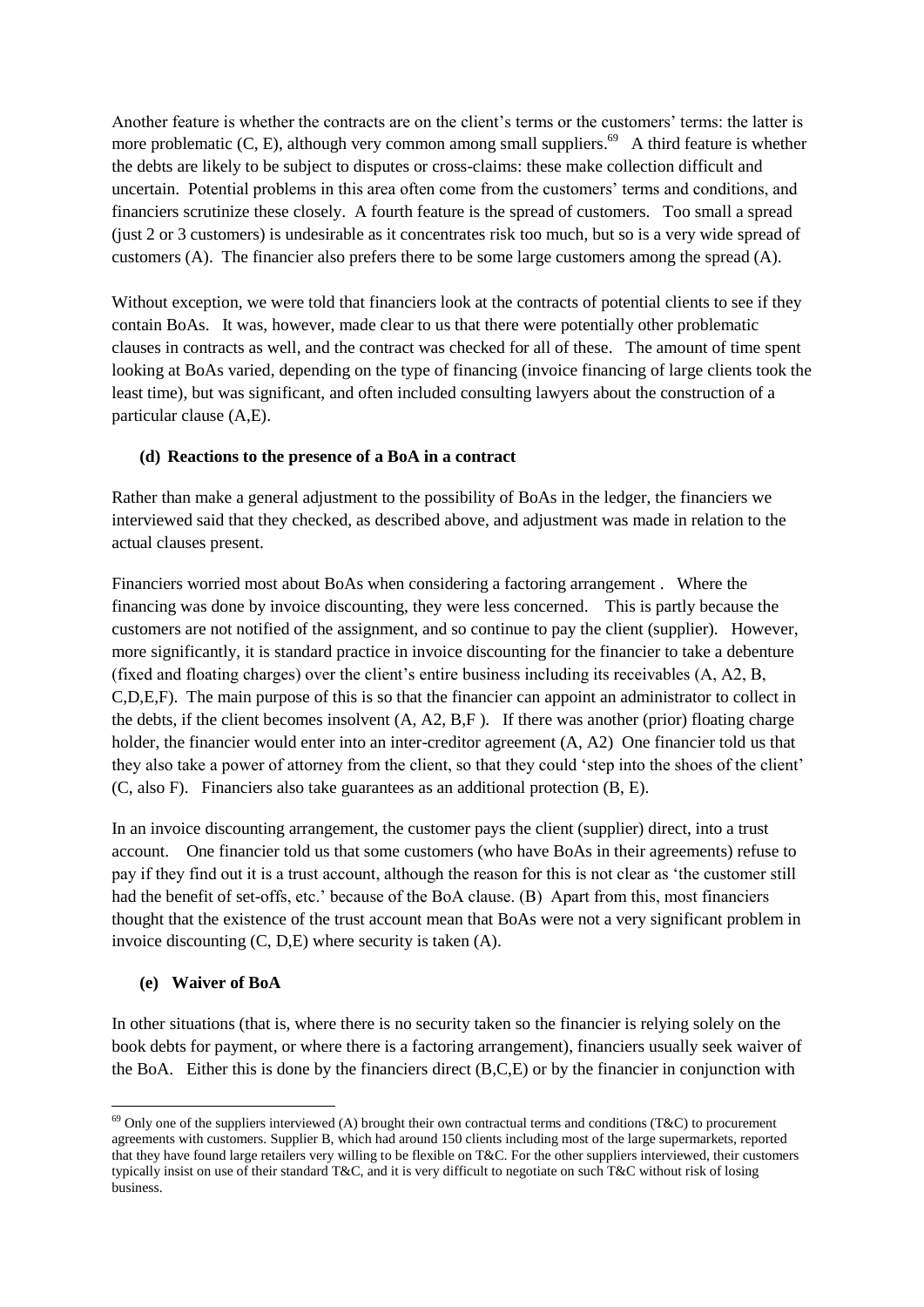Another feature is whether the contracts are on the client's terms or the customers' terms: the latter is more problematic (C, E), although very common among small suppliers.[69] A third feature is whether the debts are likely to be subject to disputes or cross-claims: these make collection difficult and uncertain. Potential problems in this area often come from the customers' terms and conditions, and financiers scrutinize these closely. A fourth feature is the spread of customers. Too small a spread (just 2 or 3 customers) is undesirable as it concentrates risk too much, but so is a very wide spread of customers (A). The financier also prefers there to be some large customers among the spread (A).

Without exception, we were told that financiers look at the contracts of potential clients to see if they contain BoAs. It was, however, made clear to us that there were potentially other problematic clauses in contracts as well, and the contract was checked for all of these. The amount of time spent looking at BoAs varied, depending on the type of financing (invoice financing of large clients took the least time), but was significant, and often included consulting lawyers about the construction of a particular clause (A,E).

**(d) Reactions to the presence of a BoA in a contract**

Rather than make a general adjustment to the possibility of BoAs in the ledger, the financiers we interviewed said that they checked, as described above, and adjustment was made in relation to the actual clauses present.

Financiers worried most about BoAs when considering a factoring arrangement . Where the financing was done by invoice discounting, they were less concerned. This is partly because the customers are not notified of the assignment, and so continue to pay the client (supplier). However, more significantly, it is standard practice in invoice discounting for the financier to take a debenture (fixed and floating charges) over the client's entire business including its receivables (A, A2, B, C,D,E,F). The main purpose of this is so that the financier can appoint an administrator to collect in the debts, if the client becomes insolvent (A, A2, B,F ). If there was another (prior) floating charge holder, the financier would enter into an inter-creditor agreement (A, A2) One financier told us that they also take a power of attorney from the client, so that they could 'step into the shoes of the client' (C, also F). Financiers also take guarantees as an additional protection (B, E).

In an invoice discounting arrangement, the customer pays the client (supplier) direct, into a trust account. One financier told us that some customers (who have BoAs in their agreements) refuse to pay if they find out it is a trust account, although the reason for this is not clear as 'the customer still had the benefit of set-offs, etc.' because of the BoA clause. (B) Apart from this, most financiers thought that the existence of the trust account mean that BoAs were not a very significant problem in invoice discounting (C, D,E) where security is taken (A).

**(e) Waiver of BoA**

In other situations (that is, where there is no security taken so the financier is relying solely on the book debts for payment, or where there is a factoring arrangement), financiers usually seek waiver of the BoA. Either this is done by the financiers direct (B,C,E) or by the financier in conjunction with

[69] Only one of the suppliers interviewed (A) brought their own contractual terms and conditions (T&C) to procurement agreements with customers. Supplier B, which had around 150 clients including most of the large supermarkets, reported that they have found large retailers very willing to be flexible on T&C. For the other suppliers interviewed, their customers typically insist on use of their standard T&C, and it is very difficult to negotiate on such T&C without risk of losing business.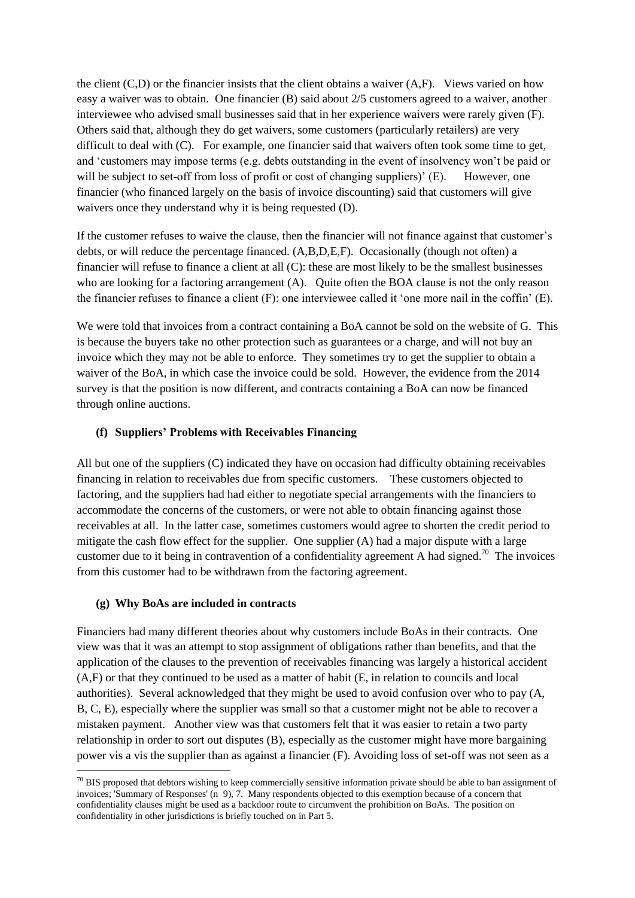the client (C,D) or the financier insists that the client obtains a waiver (A,F). Views varied on how easy a waiver was to obtain. One financier (B) said about 2/5 customers agreed to a waiver, another interviewee who advised small businesses said that in her experience waivers were rarely given (F). Others said that, although they do get waivers, some customers (particularly retailers) are very difficult to deal with (C). For example, one financier said that waivers often took some time to get, and 'customers may impose terms (e.g. debts outstanding in the event of insolvency won't be paid or will be subject to set-off from loss of profit or cost of changing suppliers)' (E). However, one financier (who financed largely on the basis of invoice discounting) said that customers will give waivers once they understand why it is being requested (D).

If the customer refuses to waive the clause, then the financier will not finance against that customer's debts, or will reduce the percentage financed. (A,B,D,E,F). Occasionally (though not often) a financier will refuse to finance a client at all (C): these are most likely to be the smallest businesses who are looking for a factoring arrangement (A). Quite often the BOA clause is not the only reason the financier refuses to finance a client (F): one interviewee called it 'one more nail in the coffin' (E).

We were told that invoices from a contract containing a BoA cannot be sold on the website of G. This is because the buyers take no other protection such as guarantees or a charge, and will not buy an invoice which they may not be able to enforce. They sometimes try to get the supplier to obtain a waiver of the BoA, in which case the invoice could be sold. However, the evidence from the 2014 survey is that the position is now different, and contracts containing a BoA can now be financed through online auctions.

### (f) Suppliers' Problems with Receivables Financing

All but one of the suppliers (C) indicated they have on occasion had difficulty obtaining receivables financing in relation to receivables due from specific customers. These customers objected to factoring, and the suppliers had had either to negotiate special arrangements with the financiers to accommodate the concerns of the customers, or were not able to obtain financing against those receivables at all. In the latter case, sometimes customers would agree to shorten the credit period to mitigate the cash flow effect for the supplier. One supplier (A) had a major dispute with a large customer due to it being in contravention of a confidentiality agreement A had signed.[70] The invoices from this customer had to be withdrawn from the factoring agreement.

### (g) Why BoAs are included in contracts

Financiers had many different theories about why customers include BoAs in their contracts. One view was that it was an attempt to stop assignment of obligations rather than benefits, and that the application of the clauses to the prevention of receivables financing was largely a historical accident (A,F) or that they continued to be used as a matter of habit (E, in relation to councils and local authorities). Several acknowledged that they might be used to avoid confusion over who to pay (A, B, C, E), especially where the supplier was small so that a customer might not be able to recover a mistaken payment. Another view was that customers felt that it was easier to retain a two party relationship in order to sort out disputes (B), especially as the customer might have more bargaining power vis a vis the supplier than as against a financier (F). Avoiding loss of set-off was not seen as a

---

[70] BIS proposed that debtors wishing to keep commercially sensitive information private should be able to ban assignment of invoices; 'Summary of Responses' (n 9), 7. Many respondents objected to this exemption because of a concern that confidentiality clauses might be used as a backdoor route to circumvent the prohibition on BoAs. The position on confidentiality in other jurisdictions is briefly touched on in Part 5.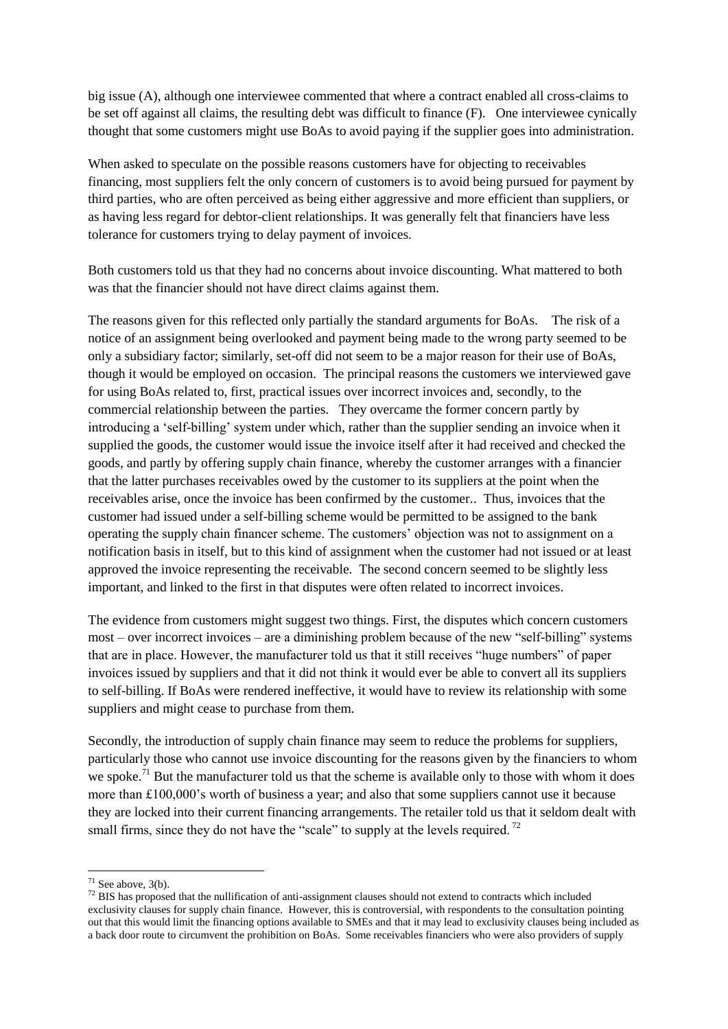big issue (A), although one interviewee commented that where a contract enabled all cross-claims to be set off against all claims, the resulting debt was difficult to finance (F). One interviewee cynically thought that some customers might use BoAs to avoid paying if the supplier goes into administration.

When asked to speculate on the possible reasons customers have for objecting to receivables financing, most suppliers felt the only concern of customers is to avoid being pursued for payment by third parties, who are often perceived as being either aggressive and more efficient than suppliers, or as having less regard for debtor-client relationships. It was generally felt that financiers have less tolerance for customers trying to delay payment of invoices.

Both customers told us that they had no concerns about invoice discounting. What mattered to both was that the financier should not have direct claims against them.

The reasons given for this reflected only partially the standard arguments for BoAs. The risk of a notice of an assignment being overlooked and payment being made to the wrong party seemed to be only a subsidiary factor; similarly, set-off did not seem to be a major reason for their use of BoAs, though it would be employed on occasion. The principal reasons the customers we interviewed gave for using BoAs related to, first, practical issues over incorrect invoices and, secondly, to the commercial relationship between the parties. They overcame the former concern partly by introducing a 'self-billing' system under which, rather than the supplier sending an invoice when it supplied the goods, the customer would issue the invoice itself after it had received and checked the goods, and partly by offering supply chain finance, whereby the customer arranges with a financier that the latter purchases receivables owed by the customer to its suppliers at the point when the receivables arise, once the invoice has been confirmed by the customer.. Thus, invoices that the customer had issued under a self-billing scheme would be permitted to be assigned to the bank operating the supply chain financer scheme. The customers' objection was not to assignment on a notification basis in itself, but to this kind of assignment when the customer had not issued or at least approved the invoice representing the receivable. The second concern seemed to be slightly less important, and linked to the first in that disputes were often related to incorrect invoices.

The evidence from customers might suggest two things. First, the disputes which concern customers most – over incorrect invoices – are a diminishing problem because of the new "self-billing" systems that are in place. However, the manufacturer told us that it still receives "huge numbers" of paper invoices issued by suppliers and that it did not think it would ever be able to convert all its suppliers to self-billing. If BoAs were rendered ineffective, it would have to review its relationship with some suppliers and might cease to purchase from them.

Secondly, the introduction of supply chain finance may seem to reduce the problems for suppliers, particularly those who cannot use invoice discounting for the reasons given by the financiers to whom we spoke.[71] But the manufacturer told us that the scheme is available only to those with whom it does more than £100,000's worth of business a year; and also that some suppliers cannot use it because they are locked into their current financing arrangements. The retailer told us that it seldom dealt with small firms, since they do not have the "scale" to supply at the levels required.[72]

---

[71] See above, 3(b).

[72] BIS has proposed that the nullification of anti-assignment clauses should not extend to contracts which included exclusivity clauses for supply chain finance. However, this is controversial, with respondents to the consultation pointing out that this would limit the financing options available to SMEs and that it may lead to exclusivity clauses being included as a back door route to circumvent the prohibition on BoAs. Some receivables financiers who were also providers of supply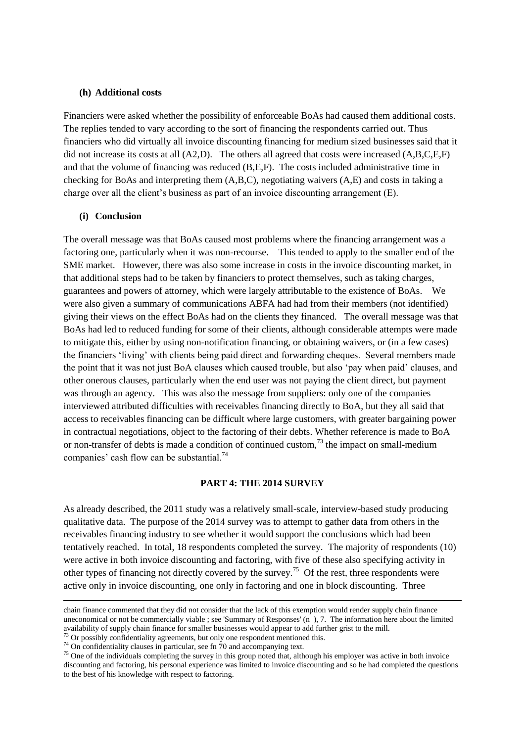#### (h) Additional costs

Financiers were asked whether the possibility of enforceable BoAs had caused them additional costs. The replies tended to vary according to the sort of financing the respondents carried out. Thus financiers who did virtually all invoice discounting financing for medium sized businesses said that it did not increase its costs at all (A2,D). The others all agreed that costs were increased (A,B,C,E,F) and that the volume of financing was reduced (B,E,F). The costs included administrative time in checking for BoAs and interpreting them (A,B,C), negotiating waivers (A,E) and costs in taking a charge over all the client's business as part of an invoice discounting arrangement (E).

#### (i) Conclusion

The overall message was that BoAs caused most problems where the financing arrangement was a factoring one, particularly when it was non-recourse. This tended to apply to the smaller end of the SME market. However, there was also some increase in costs in the invoice discounting market, in that additional steps had to be taken by financiers to protect themselves, such as taking charges, guarantees and powers of attorney, which were largely attributable to the existence of BoAs. We were also given a summary of communications ABFA had had from their members (not identified) giving their views on the effect BoAs had on the clients they financed. The overall message was that BoAs had led to reduced funding for some of their clients, although considerable attempts were made to mitigate this, either by using non-notification financing, or obtaining waivers, or (in a few cases) the financiers 'living' with clients being paid direct and forwarding cheques. Several members made the point that it was not just BoA clauses which caused trouble, but also 'pay when paid' clauses, and other onerous clauses, particularly when the end user was not paying the client direct, but payment was through an agency. This was also the message from suppliers: only one of the companies interviewed attributed difficulties with receivables financing directly to BoA, but they all said that access to receivables financing can be difficult where large customers, with greater bargaining power in contractual negotiations, object to the factoring of their debts. Whether reference is made to BoA or non-transfer of debts is made a condition of continued custom,[73] the impact on small-medium companies' cash flow can be substantial.[74]

## PART 4: THE 2014 SURVEY

As already described, the 2011 study was a relatively small-scale, interview-based study producing qualitative data. The purpose of the 2014 survey was to attempt to gather data from others in the receivables financing industry to see whether it would support the conclusions which had been tentatively reached. In total, 18 respondents completed the survey. The majority of respondents (10) were active in both invoice discounting and factoring, with five of these also specifying activity in other types of financing not directly covered by the survey.[75] Of the rest, three respondents were active only in invoice discounting, one only in factoring and one in block discounting. Three

---

chain finance commented that they did not consider that the lack of this exemption would render supply chain finance uneconomical or not be commercially viable ; see 'Summary of Responses' (n ), 7. The information here about the limited availability of supply chain finance for smaller businesses would appear to add further grist to the mill.

[73] Or possibly confidentiality agreements, but only one respondent mentioned this.

[74] On confidentiality clauses in particular, see fn 70 and accompanying text.

[75] One of the individuals completing the survey in this group noted that, although his employer was active in both invoice discounting and factoring, his personal experience was limited to invoice discounting and so he had completed the questions to the best of his knowledge with respect to factoring.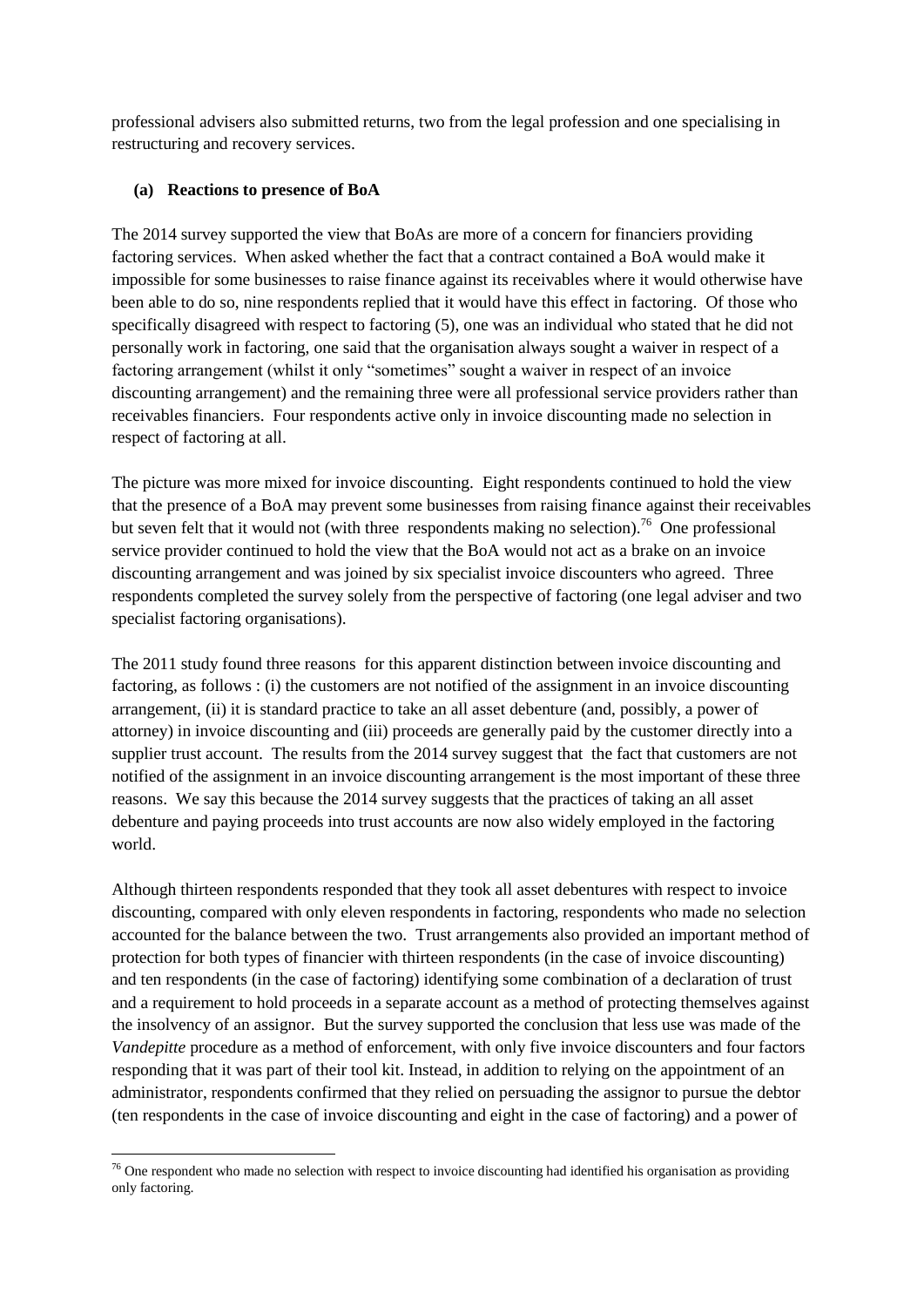professional advisers also submitted returns, two from the legal profession and one specialising in restructuring and recovery services.

**(a) Reactions to presence of BoA**

The 2014 survey supported the view that BoAs are more of a concern for financiers providing factoring services. When asked whether the fact that a contract contained a BoA would make it impossible for some businesses to raise finance against its receivables where it would otherwise have been able to do so, nine respondents replied that it would have this effect in factoring. Of those who specifically disagreed with respect to factoring (5), one was an individual who stated that he did not personally work in factoring, one said that the organisation always sought a waiver in respect of a factoring arrangement (whilst it only "sometimes" sought a waiver in respect of an invoice discounting arrangement) and the remaining three were all professional service providers rather than receivables financiers. Four respondents active only in invoice discounting made no selection in respect of factoring at all.

The picture was more mixed for invoice discounting. Eight respondents continued to hold the view that the presence of a BoA may prevent some businesses from raising finance against their receivables but seven felt that it would not (with three respondents making no selection).[76] One professional service provider continued to hold the view that the BoA would not act as a brake on an invoice discounting arrangement and was joined by six specialist invoice discounters who agreed. Three respondents completed the survey solely from the perspective of factoring (one legal adviser and two specialist factoring organisations).

The 2011 study found three reasons for this apparent distinction between invoice discounting and factoring, as follows : (i) the customers are not notified of the assignment in an invoice discounting arrangement, (ii) it is standard practice to take an all asset debenture (and, possibly, a power of attorney) in invoice discounting and (iii) proceeds are generally paid by the customer directly into a supplier trust account. The results from the 2014 survey suggest that the fact that customers are not notified of the assignment in an invoice discounting arrangement is the most important of these three reasons. We say this because the 2014 survey suggests that the practices of taking an all asset debenture and paying proceeds into trust accounts are now also widely employed in the factoring world.

Although thirteen respondents responded that they took all asset debentures with respect to invoice discounting, compared with only eleven respondents in factoring, respondents who made no selection accounted for the balance between the two. Trust arrangements also provided an important method of protection for both types of financier with thirteen respondents (in the case of invoice discounting) and ten respondents (in the case of factoring) identifying some combination of a declaration of trust and a requirement to hold proceeds in a separate account as a method of protecting themselves against the insolvency of an assignor. But the survey supported the conclusion that less use was made of the *Vandepitte* procedure as a method of enforcement, with only five invoice discounters and four factors responding that it was part of their tool kit. Instead, in addition to relying on the appointment of an administrator, respondents confirmed that they relied on persuading the assignor to pursue the debtor (ten respondents in the case of invoice discounting and eight in the case of factoring) and a power of

[76] One respondent who made no selection with respect to invoice discounting had identified his organisation as providing only factoring.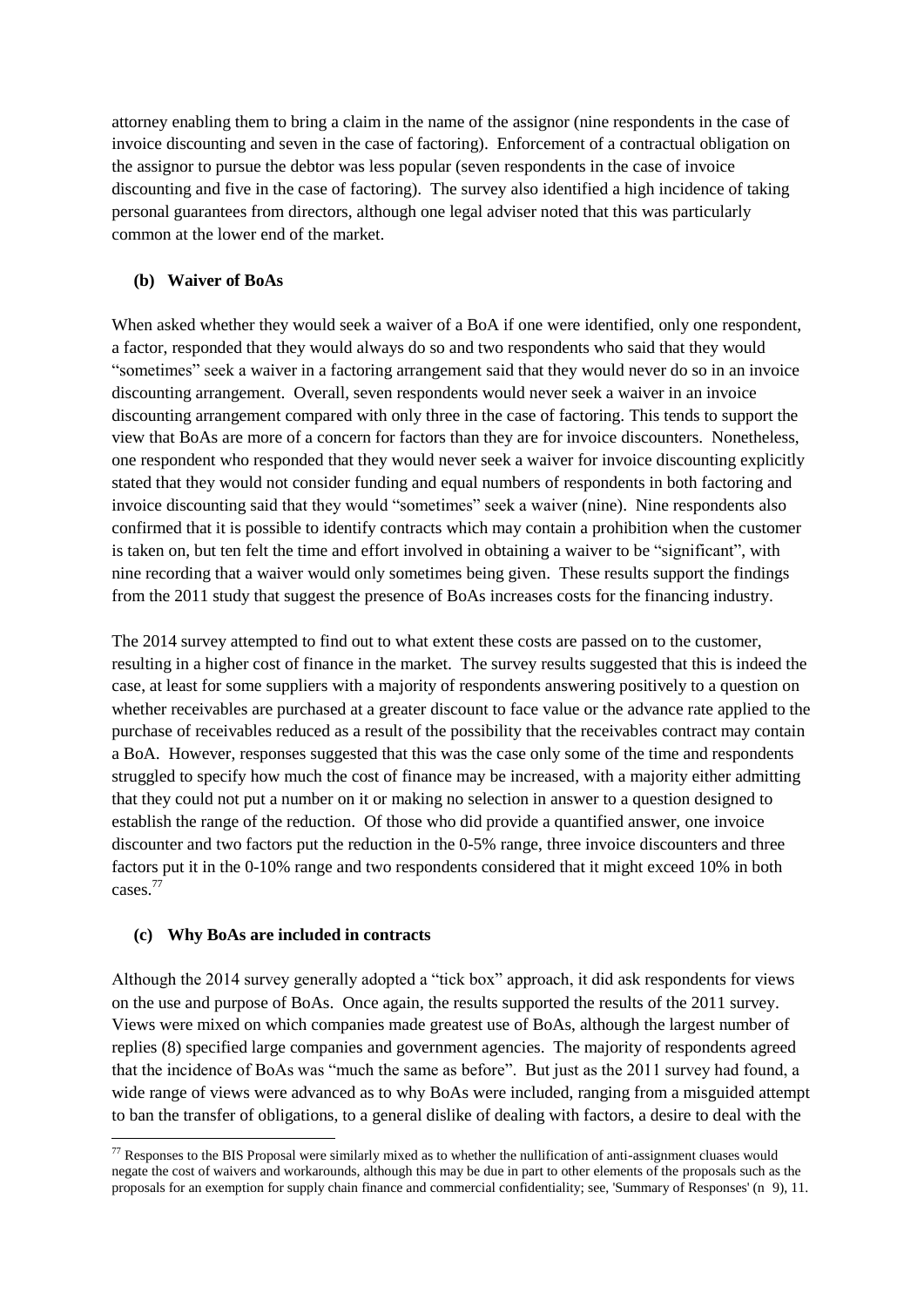attorney enabling them to bring a claim in the name of the assignor (nine respondents in the case of invoice discounting and seven in the case of factoring). Enforcement of a contractual obligation on the assignor to pursue the debtor was less popular (seven respondents in the case of invoice discounting and five in the case of factoring). The survey also identified a high incidence of taking personal guarantees from directors, although one legal adviser noted that this was particularly common at the lower end of the market.

### (b) Waiver of BoAs

When asked whether they would seek a waiver of a BoA if one were identified, only one respondent, a factor, responded that they would always do so and two respondents who said that they would "sometimes" seek a waiver in a factoring arrangement said that they would never do so in an invoice discounting arrangement. Overall, seven respondents would never seek a waiver in an invoice discounting arrangement compared with only three in the case of factoring. This tends to support the view that BoAs are more of a concern for factors than they are for invoice discounters. Nonetheless, one respondent who responded that they would never seek a waiver for invoice discounting explicitly stated that they would not consider funding and equal numbers of respondents in both factoring and invoice discounting said that they would "sometimes" seek a waiver (nine). Nine respondents also confirmed that it is possible to identify contracts which may contain a prohibition when the customer is taken on, but ten felt the time and effort involved in obtaining a waiver to be "significant", with nine recording that a waiver would only sometimes being given. These results support the findings from the 2011 study that suggest the presence of BoAs increases costs for the financing industry.

The 2014 survey attempted to find out to what extent these costs are passed on to the customer, resulting in a higher cost of finance in the market. The survey results suggested that this is indeed the case, at least for some suppliers with a majority of respondents answering positively to a question on whether receivables are purchased at a greater discount to face value or the advance rate applied to the purchase of receivables reduced as a result of the possibility that the receivables contract may contain a BoA. However, responses suggested that this was the case only some of the time and respondents struggled to specify how much the cost of finance may be increased, with a majority either admitting that they could not put a number on it or making no selection in answer to a question designed to establish the range of the reduction. Of those who did provide a quantified answer, one invoice discounter and two factors put the reduction in the 0-5% range, three invoice discounters and three factors put it in the 0-10% range and two respondents considered that it might exceed 10% in both cases.[77]

### (c) Why BoAs are included in contracts

Although the 2014 survey generally adopted a "tick box" approach, it did ask respondents for views on the use and purpose of BoAs. Once again, the results supported the results of the 2011 survey. Views were mixed on which companies made greatest use of BoAs, although the largest number of replies (8) specified large companies and government agencies. The majority of respondents agreed that the incidence of BoAs was "much the same as before". But just as the 2011 survey had found, a wide range of views were advanced as to why BoAs were included, ranging from a misguided attempt to ban the transfer of obligations, to a general dislike of dealing with factors, a desire to deal with the

---

[77] Responses to the BIS Proposal were similarly mixed as to whether the nullification of anti-assignment cluases would negate the cost of waivers and workarounds, although this may be due in part to other elements of the proposals such as the proposals for an exemption for supply chain finance and commercial confidentiality; see, 'Summary of Responses' (n 9), 11.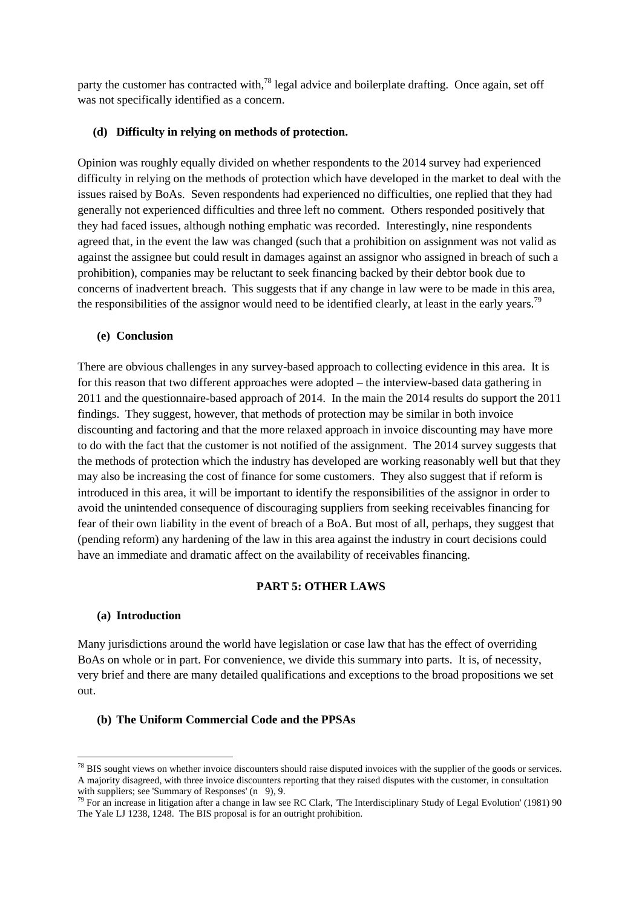party the customer has contracted with,[78] legal advice and boilerplate drafting. Once again, set off was not specifically identified as a concern.

**(d) Difficulty in relying on methods of protection.**

Opinion was roughly equally divided on whether respondents to the 2014 survey had experienced difficulty in relying on the methods of protection which have developed in the market to deal with the issues raised by BoAs. Seven respondents had experienced no difficulties, one replied that they had generally not experienced difficulties and three left no comment. Others responded positively that they had faced issues, although nothing emphatic was recorded. Interestingly, nine respondents agreed that, in the event the law was changed (such that a prohibition on assignment was not valid as against the assignee but could result in damages against an assignor who assigned in breach of such a prohibition), companies may be reluctant to seek financing backed by their debtor book due to concerns of inadvertent breach. This suggests that if any change in law were to be made in this area, the responsibilities of the assignor would need to be identified clearly, at least in the early years.[79]

**(e) Conclusion**

There are obvious challenges in any survey-based approach to collecting evidence in this area. It is for this reason that two different approaches were adopted – the interview-based data gathering in 2011 and the questionnaire-based approach of 2014. In the main the 2014 results do support the 2011 findings. They suggest, however, that methods of protection may be similar in both invoice discounting and factoring and that the more relaxed approach in invoice discounting may have more to do with the fact that the customer is not notified of the assignment. The 2014 survey suggests that the methods of protection which the industry has developed are working reasonably well but that they may also be increasing the cost of finance for some customers. They also suggest that if reform is introduced in this area, it will be important to identify the responsibilities of the assignor in order to avoid the unintended consequence of discouraging suppliers from seeking receivables financing for fear of their own liability in the event of breach of a BoA. But most of all, perhaps, they suggest that (pending reform) any hardening of the law in this area against the industry in court decisions could have an immediate and dramatic affect on the availability of receivables financing.

## PART 5: OTHER LAWS

**(a) Introduction**

Many jurisdictions around the world have legislation or case law that has the effect of overriding BoAs on whole or in part. For convenience, we divide this summary into parts. It is, of necessity, very brief and there are many detailed qualifications and exceptions to the broad propositions we set out.

**(b) The Uniform Commercial Code and the PPSAs**

---

[78] BIS sought views on whether invoice discounters should raise disputed invoices with the supplier of the goods or services. A majority disagreed, with three invoice discounters reporting that they raised disputes with the customer, in consultation with suppliers; see 'Summary of Responses' (n 9), 9.

[79] For an increase in litigation after a change in law see RC Clark, 'The Interdisciplinary Study of Legal Evolution' (1981) 90 The Yale LJ 1238, 1248. The BIS proposal is for an outright prohibition.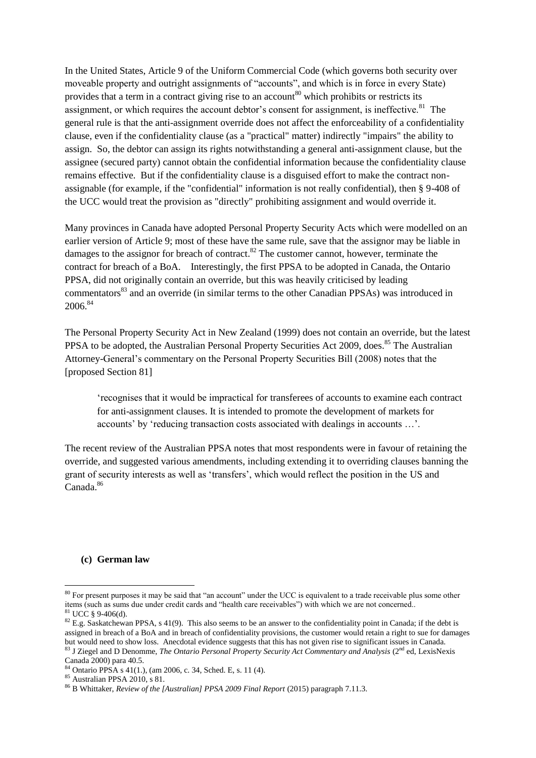In the United States, Article 9 of the Uniform Commercial Code (which governs both security over moveable property and outright assignments of "accounts", and which is in force in every State) provides that a term in a contract giving rise to an account[80] which prohibits or restricts its assignment, or which requires the account debtor's consent for assignment, is ineffective.[81] The general rule is that the anti-assignment override does not affect the enforceability of a confidentiality clause, even if the confidentiality clause (as a "practical" matter) indirectly "impairs" the ability to assign. So, the debtor can assign its rights notwithstanding a general anti-assignment clause, but the assignee (secured party) cannot obtain the confidential information because the confidentiality clause remains effective. But if the confidentiality clause is a disguised effort to make the contract non-assignable (for example, if the "confidential" information is not really confidential), then § 9-408 of the UCC would treat the provision as "directly" prohibiting assignment and would override it.

Many provinces in Canada have adopted Personal Property Security Acts which were modelled on an earlier version of Article 9; most of these have the same rule, save that the assignor may be liable in damages to the assignor for breach of contract.[82] The customer cannot, however, terminate the contract for breach of a BoA. Interestingly, the first PPSA to be adopted in Canada, the Ontario PPSA, did not originally contain an override, but this was heavily criticised by leading commentators[83] and an override (in similar terms to the other Canadian PPSAs) was introduced in 2006.[84]

The Personal Property Security Act in New Zealand (1999) does not contain an override, but the latest PPSA to be adopted, the Australian Personal Property Securities Act 2009, does.[85] The Australian Attorney-General's commentary on the Personal Property Securities Bill (2008) notes that the [proposed Section 81]

> 'recognises that it would be impractical for transferees of accounts to examine each contract for anti-assignment clauses. It is intended to promote the development of markets for accounts' by 'reducing transaction costs associated with dealings in accounts …'.

The recent review of the Australian PPSA notes that most respondents were in favour of retaining the override, and suggested various amendments, including extending it to overriding clauses banning the grant of security interests as well as 'transfers', which would reflect the position in the US and Canada.[86]

### (c) German law

---

[80] For present purposes it may be said that "an account" under the UCC is equivalent to a trade receivable plus some other items (such as sums due under credit cards and "health care receivables") with which we are not concerned..

[81] UCC § 9-406(d).

[82] E.g. Saskatchewan PPSA, s 41(9). This also seems to be an answer to the confidentiality point in Canada; if the debt is assigned in breach of a BoA and in breach of confidentiality provisions, the customer would retain a right to sue for damages but would need to show loss. Anecdotal evidence suggests that this has not given rise to significant issues in Canada.

[83] J Ziegel and D Denomme, *The Ontario Personal Property Security Act Commentary and Analysis* (2nd ed, LexisNexis Canada 2000) para 40.5.

[84] Ontario PPSA s 41(1.), (am 2006, c. 34, Sched. E, s. 11 (4).

[85] Australian PPSA 2010, s 81.

[86] B Whittaker, *Review of the [Australian] PPSA 2009 Final Report* (2015) paragraph 7.11.3.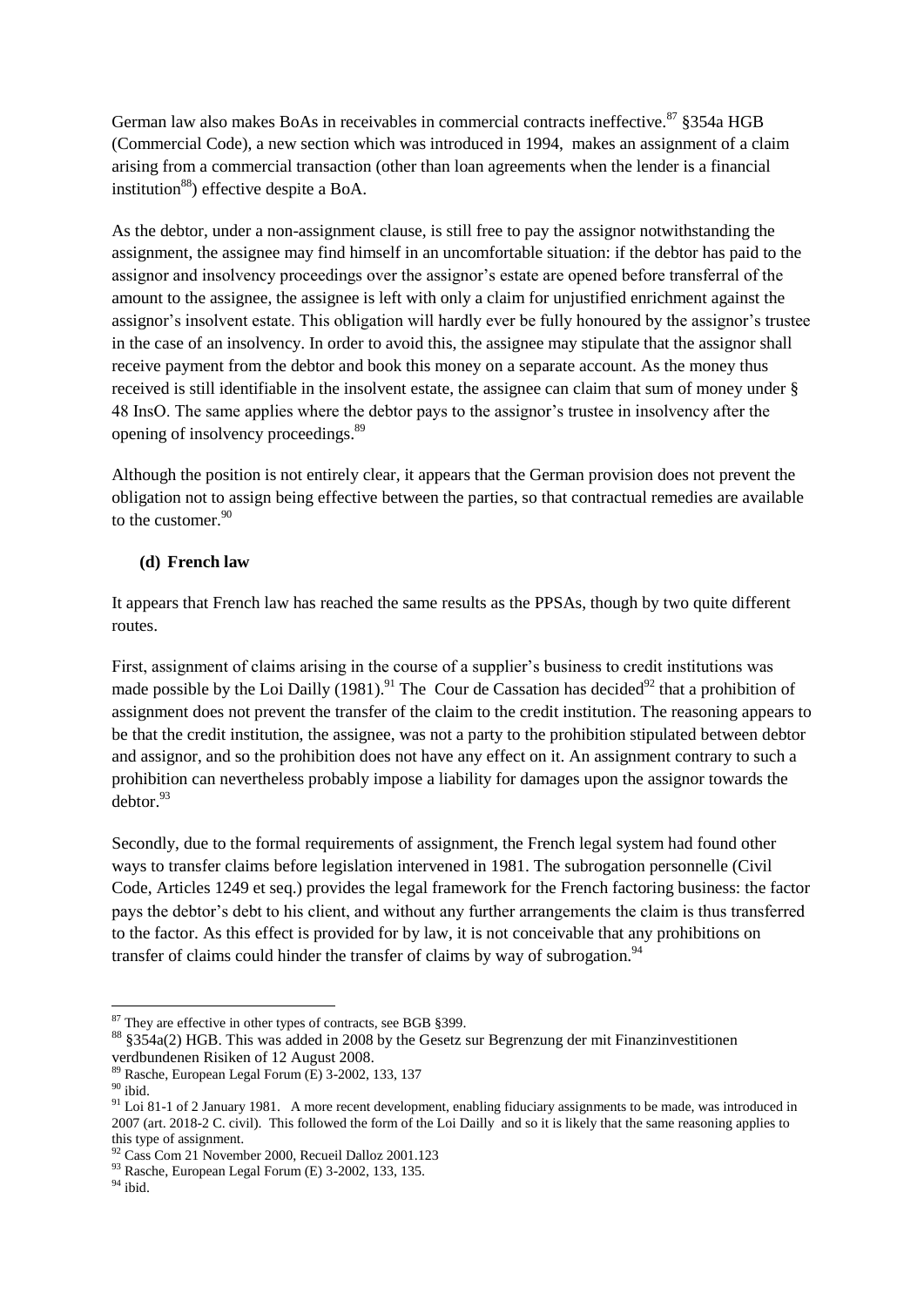German law also makes BoAs in receivables in commercial contracts ineffective.[87] §354a HGB (Commercial Code), a new section which was introduced in 1994, makes an assignment of a claim arising from a commercial transaction (other than loan agreements when the lender is a financial institution[88]) effective despite a BoA.

As the debtor, under a non-assignment clause, is still free to pay the assignor notwithstanding the assignment, the assignee may find himself in an uncomfortable situation: if the debtor has paid to the assignor and insolvency proceedings over the assignor's estate are opened before transferral of the amount to the assignee, the assignee is left with only a claim for unjustified enrichment against the assignor's insolvent estate. This obligation will hardly ever be fully honoured by the assignor's trustee in the case of an insolvency. In order to avoid this, the assignee may stipulate that the assignor shall receive payment from the debtor and book this money on a separate account. As the money thus received is still identifiable in the insolvent estate, the assignee can claim that sum of money under § 48 InsO. The same applies where the debtor pays to the assignor's trustee in insolvency after the opening of insolvency proceedings.[89]

Although the position is not entirely clear, it appears that the German provision does not prevent the obligation not to assign being effective between the parties, so that contractual remedies are available to the customer.[90]

### (d) French law

It appears that French law has reached the same results as the PPSAs, though by two quite different routes.

First, assignment of claims arising in the course of a supplier's business to credit institutions was made possible by the Loi Dailly (1981).[91] The Cour de Cassation has decided[92] that a prohibition of assignment does not prevent the transfer of the claim to the credit institution. The reasoning appears to be that the credit institution, the assignee, was not a party to the prohibition stipulated between debtor and assignor, and so the prohibition does not have any effect on it. An assignment contrary to such a prohibition can nevertheless probably impose a liability for damages upon the assignor towards the debtor.[93]

Secondly, due to the formal requirements of assignment, the French legal system had found other ways to transfer claims before legislation intervened in 1981. The subrogation personnelle (Civil Code, Articles 1249 et seq.) provides the legal framework for the French factoring business: the factor pays the debtor's debt to his client, and without any further arrangements the claim is thus transferred to the factor. As this effect is provided for by law, it is not conceivable that any prohibitions on transfer of claims could hinder the transfer of claims by way of subrogation.[94]

---

[87] They are effective in other types of contracts, see BGB §399.

[88] §354a(2) HGB. This was added in 2008 by the Gesetz sur Begrenzung der mit Finanzinvestitionen verdbundenen Risiken of 12 August 2008.

[89] Rasche, European Legal Forum (E) 3-2002, 133, 137

[90] ibid.

[91] Loi 81-1 of 2 January 1981. A more recent development, enabling fiduciary assignments to be made, was introduced in 2007 (art. 2018-2 C. civil). This followed the form of the Loi Dailly and so it is likely that the same reasoning applies to this type of assignment.

[92] Cass Com 21 November 2000, Recueil Dalloz 2001.123

[93] Rasche, European Legal Forum (E) 3-2002, 133, 135.

[94] ibid.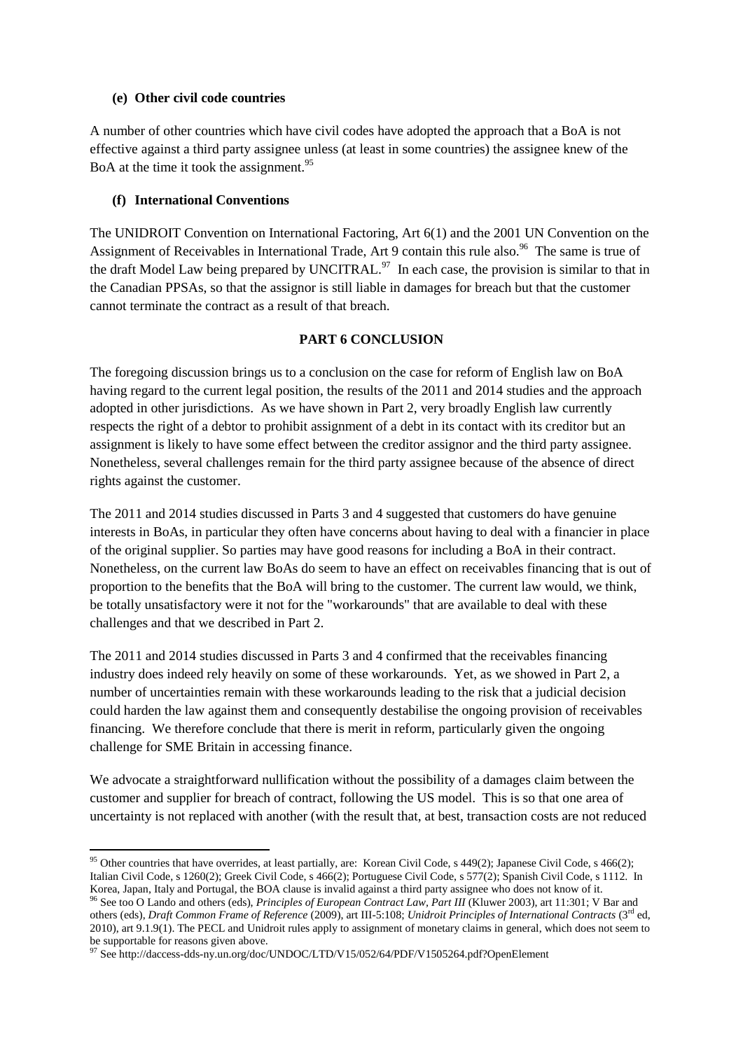**(e) Other civil code countries**

A number of other countries which have civil codes have adopted the approach that a BoA is not effective against a third party assignee unless (at least in some countries) the assignee knew of the BoA at the time it took the assignment.[95]

**(f) International Conventions**

The UNIDROIT Convention on International Factoring, Art 6(1) and the 2001 UN Convention on the Assignment of Receivables in International Trade, Art 9 contain this rule also.[96] The same is true of the draft Model Law being prepared by UNCITRAL.[97] In each case, the provision is similar to that in the Canadian PPSAs, so that the assignor is still liable in damages for breach but that the customer cannot terminate the contract as a result of that breach.

## PART 6 CONCLUSION

The foregoing discussion brings us to a conclusion on the case for reform of English law on BoA having regard to the current legal position, the results of the 2011 and 2014 studies and the approach adopted in other jurisdictions. As we have shown in Part 2, very broadly English law currently respects the right of a debtor to prohibit assignment of a debt in its contact with its creditor but an assignment is likely to have some effect between the creditor assignor and the third party assignee. Nonetheless, several challenges remain for the third party assignee because of the absence of direct rights against the customer.

The 2011 and 2014 studies discussed in Parts 3 and 4 suggested that customers do have genuine interests in BoAs, in particular they often have concerns about having to deal with a financier in place of the original supplier. So parties may have good reasons for including a BoA in their contract. Nonetheless, on the current law BoAs do seem to have an effect on receivables financing that is out of proportion to the benefits that the BoA will bring to the customer. The current law would, we think, be totally unsatisfactory were it not for the "workarounds" that are available to deal with these challenges and that we described in Part 2.

The 2011 and 2014 studies discussed in Parts 3 and 4 confirmed that the receivables financing industry does indeed rely heavily on some of these workarounds. Yet, as we showed in Part 2, a number of uncertainties remain with these workarounds leading to the risk that a judicial decision could harden the law against them and consequently destabilise the ongoing provision of receivables financing. We therefore conclude that there is merit in reform, particularly given the ongoing challenge for SME Britain in accessing finance.

We advocate a straightforward nullification without the possibility of a damages claim between the customer and supplier for breach of contract, following the US model. This is so that one area of uncertainty is not replaced with another (with the result that, at best, transaction costs are not reduced

---

[95] Other countries that have overrides, at least partially, are: Korean Civil Code, s 449(2); Japanese Civil Code, s 466(2); Italian Civil Code, s 1260(2); Greek Civil Code, s 466(2); Portuguese Civil Code, s 577(2); Spanish Civil Code, s 1112. In Korea, Japan, Italy and Portugal, the BOA clause is invalid against a third party assignee who does not know of it.

[96] See too O Lando and others (eds), *Principles of European Contract Law, Part III* (Kluwer 2003), art 11:301; V Bar and others (eds), *Draft Common Frame of Reference* (2009), art III-5:108; *Unidroit Principles of International Contracts* (3rd ed, 2010), art 9.1.9(1). The PECL and Unidroit rules apply to assignment of monetary claims in general, which does not seem to be supportable for reasons given above.

[97] See http://daccess-dds-ny.un.org/doc/UNDOC/LTD/V15/052/64/PDF/V1505264.pdf?OpenElement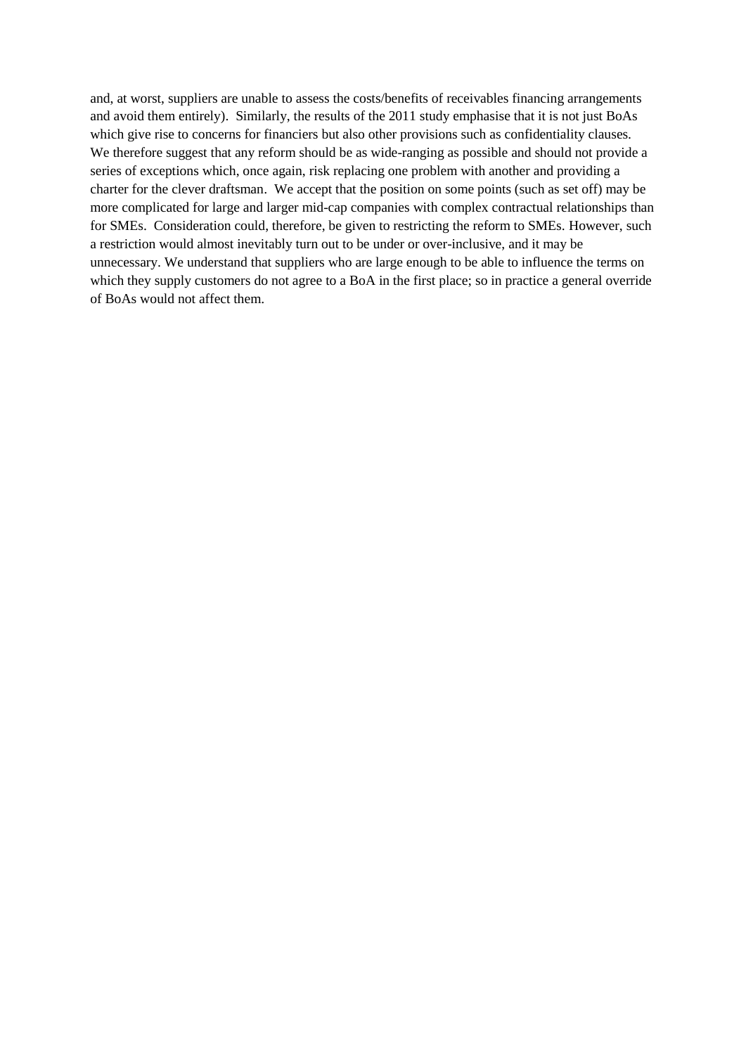and, at worst, suppliers are unable to assess the costs/benefits of receivables financing arrangements and avoid them entirely). Similarly, the results of the 2011 study emphasise that it is not just BoAs which give rise to concerns for financiers but also other provisions such as confidentiality clauses. We therefore suggest that any reform should be as wide-ranging as possible and should not provide a series of exceptions which, once again, risk replacing one problem with another and providing a charter for the clever draftsman. We accept that the position on some points (such as set off) may be more complicated for large and larger mid-cap companies with complex contractual relationships than for SMEs. Consideration could, therefore, be given to restricting the reform to SMEs. However, such a restriction would almost inevitably turn out to be under or over-inclusive, and it may be unnecessary. We understand that suppliers who are large enough to be able to influence the terms on which they supply customers do not agree to a BoA in the first place; so in practice a general override of BoAs would not affect them.